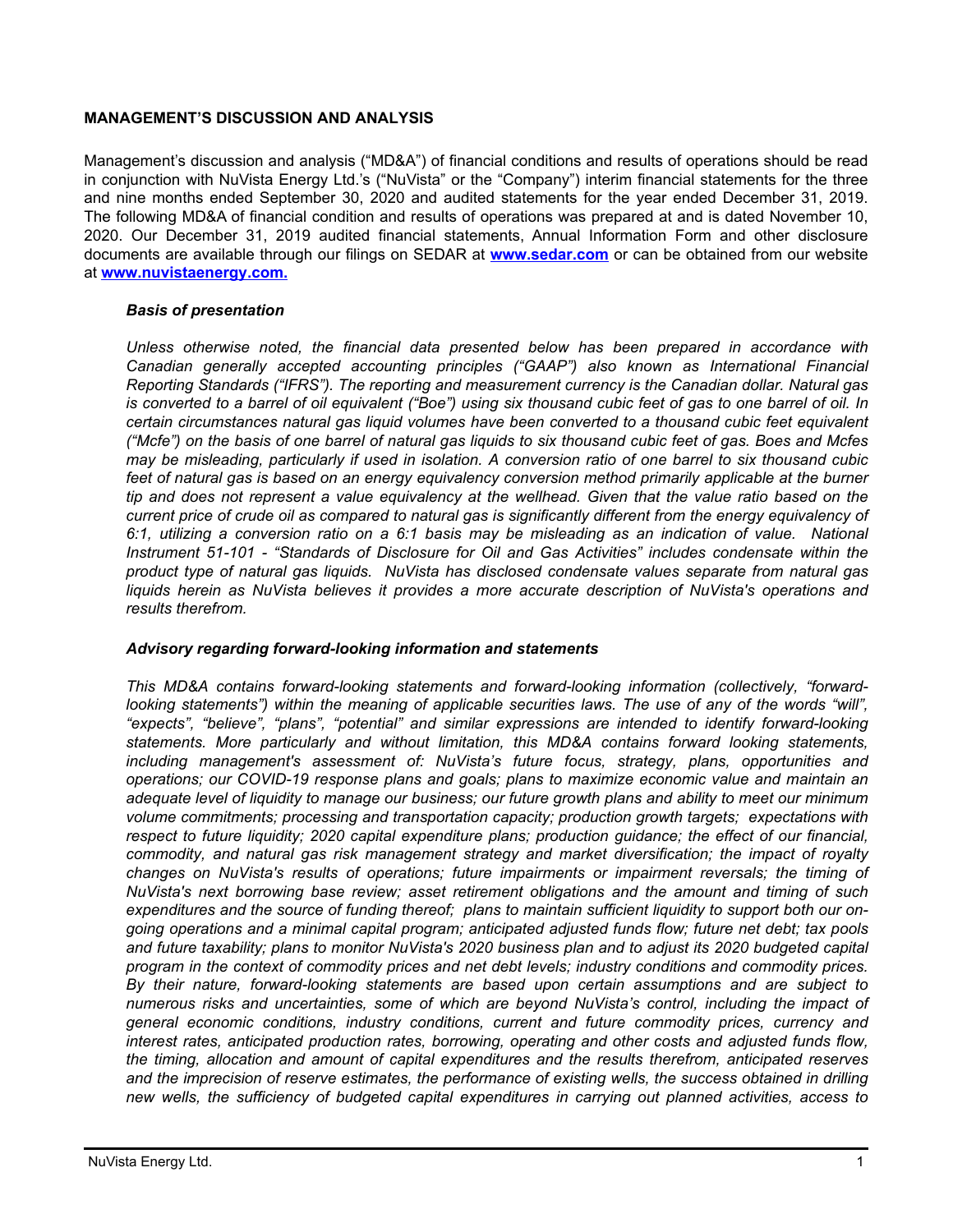## MANAGEMENT'S DISCUSSION AND ANALYSIS

Management's discussion and analysis ("MD&A") of financial conditions and results of operations should be read in conjunction with NuVista Energy Ltd.'s ("NuVista" or the "Company") interim financial statements for the three and nine months ended September 30, 2020 and audited statements for the year ended December 31, 2019. The following MD&A of financial condition and results of operations was prepared at and is dated November 10, 2020. Our December 31, 2019 audited financial statements, Annual Information Form and other disclosure documents are available through our filings on SEDAR at **[www.sedar.com](www.sedar.com)** or can be obtained from our website at **[www.nuvistaenergy.com.](www.nuvistaenergy.com)**

### *Basis of presentation*

*Unless otherwise noted, the financial data presented below has been prepared in accordance with Canadian generally accepted accounting principles ("GAAP") also known as International Financial Reporting Standards ("IFRS"). The reporting and measurement currency is the Canadian dollar. Natural gas is converted to a barrel of oil equivalent ("Boe") using six thousand cubic feet of gas to one barrel of oil. In certain circumstances natural gas liquid volumes have been converted to a thousand cubic feet equivalent ("Mcfe") on the basis of one barrel of natural gas liquids to six thousand cubic feet of gas. Boes and Mcfes may be misleading, particularly if used in isolation. A conversion ratio of one barrel to six thousand cubic feet of natural gas is based on an energy equivalency conversion method primarily applicable at the burner tip and does not represent a value equivalency at the wellhead. Given that the value ratio based on the current price of crude oil as compared to natural gas is significantly different from the energy equivalency of 6:1, utilizing a conversion ratio on a 6:1 basis may be misleading as an indication of value. National Instrument 51-101 - "Standards of Disclosure for Oil and Gas Activities" includes condensate within the product type of natural gas liquids. NuVista has disclosed condensate values separate from natural gas liquids herein as NuVista believes it provides a more accurate description of NuVista's operations and results therefrom.*

### *Advisory regarding forward-looking information and statements*

*This MD&A contains forward-looking statements and forward-looking information (collectively, "forward-looking statements") within the meaning of applicable securities laws. The use of any of the words "will", "expects", "believe", "plans", "potential" and similar expressions are intended to identify forward-looking statements. More particularly and without limitation, this MD&A contains forward looking statements, including management's assessment of: NuVista's future focus, strategy, plans, opportunities and operations; our COVID-19 response plans and goals; plans to maximize economic value and maintain an adequate level of liquidity to manage our business; our future growth plans and ability to meet our minimum volume commitments; processing and transportation capacity; production growth targets; expectations with respect to future liquidity; 2020 capital expenditure plans; production guidance; the effect of our financial, commodity, and natural gas risk management strategy and market diversification; the impact of royalty changes on NuVista's results of operations; future impairments or impairment reversals; the timing of NuVista's next borrowing base review; asset retirement obligations and the amount and timing of such expenditures and the source of funding thereof; plans to maintain sufficient liquidity to support both our on-going operations and a minimal capital program; anticipated adjusted funds flow; future net debt; tax pools and future taxability; plans to monitor NuVista's 2020 business plan and to adjust its 2020 budgeted capital program in the context of commodity prices and net debt levels; industry conditions and commodity prices. By their nature, forward-looking statements are based upon certain assumptions and are subject to numerous risks and uncertainties, some of which are beyond NuVista's control, including the impact of general economic conditions, industry conditions, current and future commodity prices, currency and interest rates, anticipated production rates, borrowing, operating and other costs and adjusted funds flow, the timing, allocation and amount of capital expenditures and the results therefrom, anticipated reserves and the imprecision of reserve estimates, the performance of existing wells, the success obtained in drilling new wells, the sufficiency of budgeted capital expenditures in carrying out planned activities, access to*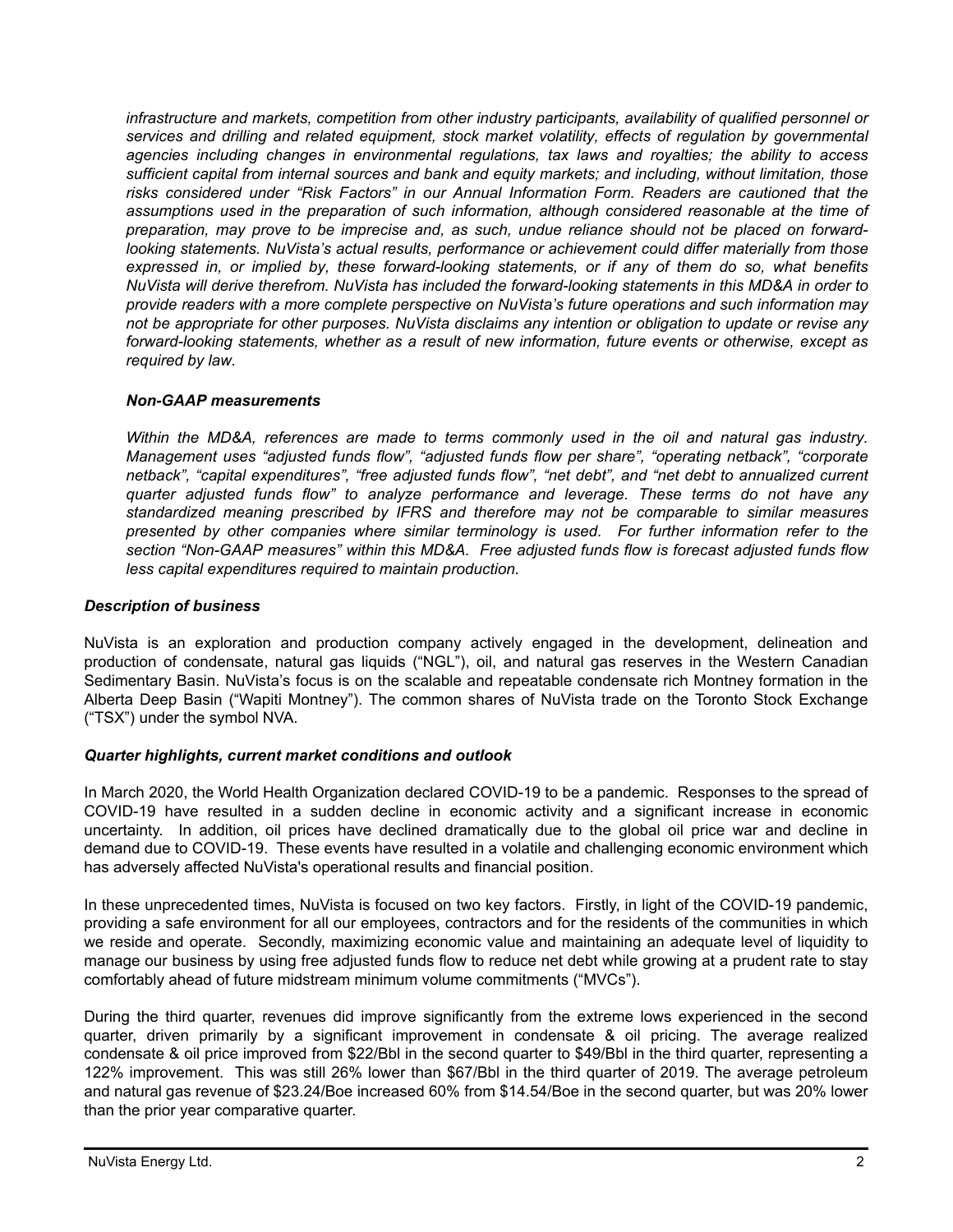*infrastructure and markets, competition from other industry participants, availability of qualified personnel or services and drilling and related equipment, stock market volatility, effects of regulation by governmental agencies including changes in environmental regulations, tax laws and royalties; the ability to access sufficient capital from internal sources and bank and equity markets; and including, without limitation, those risks considered under "Risk Factors" in our Annual Information Form. Readers are cautioned that the assumptions used in the preparation of such information, although considered reasonable at the time of preparation, may prove to be imprecise and, as such, undue reliance should not be placed on forward-looking statements. NuVista's actual results, performance or achievement could differ materially from those expressed in, or implied by, these forward-looking statements, or if any of them do so, what benefits NuVista will derive therefrom. NuVista has included the forward-looking statements in this MD&A in order to provide readers with a more complete perspective on NuVista's future operations and such information may not be appropriate for other purposes. NuVista disclaims any intention or obligation to update or revise any forward-looking statements, whether as a result of new information, future events or otherwise, except as required by law.*

***Non-GAAP measurements***

*Within the MD&A, references are made to terms commonly used in the oil and natural gas industry. Management uses "adjusted funds flow", "adjusted funds flow per share", "operating netback", "corporate netback", "capital expenditures", "free adjusted funds flow", "net debt", and "net debt to annualized current quarter adjusted funds flow" to analyze performance and leverage. These terms do not have any standardized meaning prescribed by IFRS and therefore may not be comparable to similar measures presented by other companies where similar terminology is used. For further information refer to the section "Non-GAAP measures" within this MD&A. Free adjusted funds flow is forecast adjusted funds flow less capital expenditures required to maintain production.*

***Description of business***

NuVista is an exploration and production company actively engaged in the development, delineation and production of condensate, natural gas liquids ("NGL"), oil, and natural gas reserves in the Western Canadian Sedimentary Basin. NuVista's focus is on the scalable and repeatable condensate rich Montney formation in the Alberta Deep Basin ("Wapiti Montney"). The common shares of NuVista trade on the Toronto Stock Exchange ("TSX") under the symbol NVA.

***Quarter highlights, current market conditions and outlook***

In March 2020, the World Health Organization declared COVID-19 to be a pandemic. Responses to the spread of COVID-19 have resulted in a sudden decline in economic activity and a significant increase in economic uncertainty. In addition, oil prices have declined dramatically due to the global oil price war and decline in demand due to COVID-19. These events have resulted in a volatile and challenging economic environment which has adversely affected NuVista's operational results and financial position.

In these unprecedented times, NuVista is focused on two key factors. Firstly, in light of the COVID-19 pandemic, providing a safe environment for all our employees, contractors and for the residents of the communities in which we reside and operate. Secondly, maximizing economic value and maintaining an adequate level of liquidity to manage our business by using free adjusted funds flow to reduce net debt while growing at a prudent rate to stay comfortably ahead of future midstream minimum volume commitments ("MVCs").

During the third quarter, revenues did improve significantly from the extreme lows experienced in the second quarter, driven primarily by a significant improvement in condensate & oil pricing. The average realized condensate & oil price improved from $22/Bbl in the second quarter to $49/Bbl in the third quarter, representing a 122% improvement. This was still 26% lower than $67/Bbl in the third quarter of 2019. The average petroleum and natural gas revenue of $23.24/Boe increased 60% from $14.54/Boe in the second quarter, but was 20% lower than the prior year comparative quarter.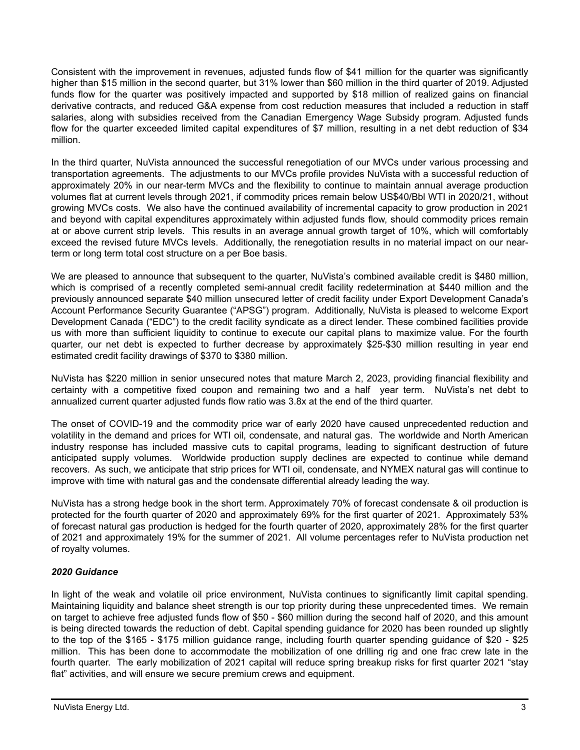Consistent with the improvement in revenues, adjusted funds flow of $41 million for the quarter was significantly higher than $15 million in the second quarter, but 31% lower than $60 million in the third quarter of 2019. Adjusted funds flow for the quarter was positively impacted and supported by $18 million of realized gains on financial derivative contracts, and reduced G&A expense from cost reduction measures that included a reduction in staff salaries, along with subsidies received from the Canadian Emergency Wage Subsidy program. Adjusted funds flow for the quarter exceeded limited capital expenditures of $7 million, resulting in a net debt reduction of $34 million.

In the third quarter, NuVista announced the successful renegotiation of our MVCs under various processing and transportation agreements. The adjustments to our MVCs profile provides NuVista with a successful reduction of approximately 20% in our near-term MVCs and the flexibility to continue to maintain annual average production volumes flat at current levels through 2021, if commodity prices remain below US$40/Bbl WTI in 2020/21, without growing MVCs costs. We also have the continued availability of incremental capacity to grow production in 2021 and beyond with capital expenditures approximately within adjusted funds flow, should commodity prices remain at or above current strip levels. This results in an average annual growth target of 10%, which will comfortably exceed the revised future MVCs levels. Additionally, the renegotiation results in no material impact on our near-term or long term total cost structure on a per Boe basis.

We are pleased to announce that subsequent to the quarter, NuVista's combined available credit is $480 million, which is comprised of a recently completed semi-annual credit facility redetermination at $440 million and the previously announced separate $40 million unsecured letter of credit facility under Export Development Canada's Account Performance Security Guarantee ("APSG") program. Additionally, NuVista is pleased to welcome Export Development Canada ("EDC") to the credit facility syndicate as a direct lender. These combined facilities provide us with more than sufficient liquidity to continue to execute our capital plans to maximize value. For the fourth quarter, our net debt is expected to further decrease by approximately $25-$30 million resulting in year end estimated credit facility drawings of $370 to $380 million.

NuVista has $220 million in senior unsecured notes that mature March 2, 2023, providing financial flexibility and certainty with a competitive fixed coupon and remaining two and a half year term. NuVista's net debt to annualized current quarter adjusted funds flow ratio was 3.8x at the end of the third quarter.

The onset of COVID-19 and the commodity price war of early 2020 have caused unprecedented reduction and volatility in the demand and prices for WTI oil, condensate, and natural gas. The worldwide and North American industry response has included massive cuts to capital programs, leading to significant destruction of future anticipated supply volumes. Worldwide production supply declines are expected to continue while demand recovers. As such, we anticipate that strip prices for WTI oil, condensate, and NYMEX natural gas will continue to improve with time with natural gas and the condensate differential already leading the way.

NuVista has a strong hedge book in the short term. Approximately 70% of forecast condensate & oil production is protected for the fourth quarter of 2020 and approximately 69% for the first quarter of 2021. Approximately 53% of forecast natural gas production is hedged for the fourth quarter of 2020, approximately 28% for the first quarter of 2021 and approximately 19% for the summer of 2021. All volume percentages refer to NuVista production net of royalty volumes.

### *2020 Guidance*

In light of the weak and volatile oil price environment, NuVista continues to significantly limit capital spending. Maintaining liquidity and balance sheet strength is our top priority during these unprecedented times. We remain on target to achieve free adjusted funds flow of $50 - $60 million during the second half of 2020, and this amount is being directed towards the reduction of debt. Capital spending guidance for 2020 has been rounded up slightly to the top of the $165 - $175 million guidance range, including fourth quarter spending guidance of $20 - $25 million. This has been done to accommodate the mobilization of one drilling rig and one frac crew late in the fourth quarter. The early mobilization of 2021 capital will reduce spring breakup risks for first quarter 2021 "stay flat" activities, and will ensure we secure premium crews and equipment.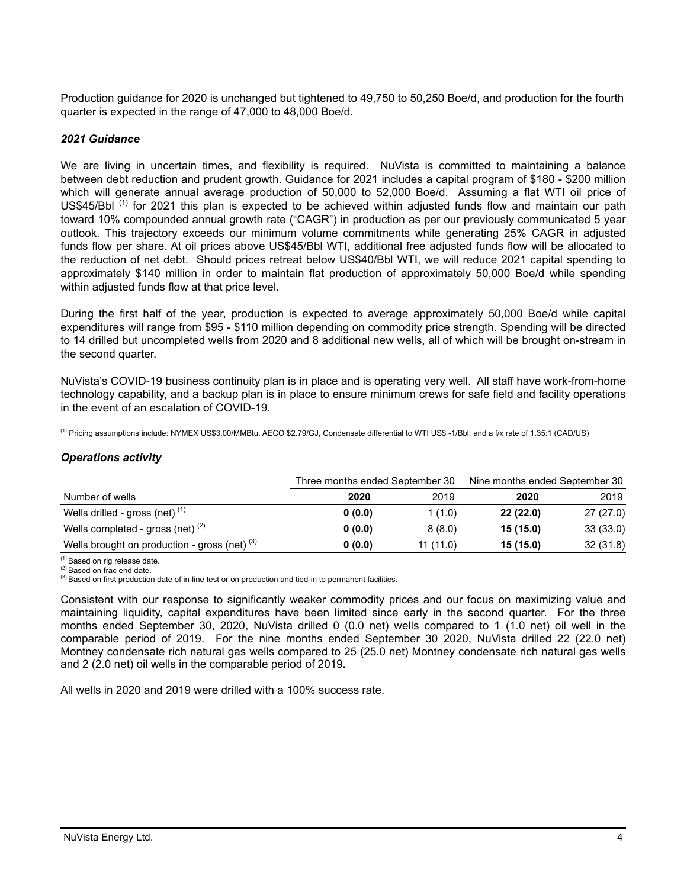Production guidance for 2020 is unchanged but tightened to 49,750 to 50,250 Boe/d, and production for the fourth quarter is expected in the range of 47,000 to 48,000 Boe/d.

### *2021 Guidance*

We are living in uncertain times, and flexibility is required. NuVista is committed to maintaining a balance between debt reduction and prudent growth. Guidance for 2021 includes a capital program of $180 - $200 million which will generate annual average production of 50,000 to 52,000 Boe/d. Assuming a flat WTI oil price of US$45/Bbl [(1)] for 2021 this plan is expected to be achieved within adjusted funds flow and maintain our path toward 10% compounded annual growth rate ("CAGR") in production as per our previously communicated 5 year outlook. This trajectory exceeds our minimum volume commitments while generating 25% CAGR in adjusted funds flow per share. At oil prices above US$45/Bbl WTI, additional free adjusted funds flow will be allocated to the reduction of net debt. Should prices retreat below US$40/Bbl WTI, we will reduce 2021 capital spending to approximately $140 million in order to maintain flat production of approximately 50,000 Boe/d while spending within adjusted funds flow at that price level.

During the first half of the year, production is expected to average approximately 50,000 Boe/d while capital expenditures will range from $95 - $110 million depending on commodity price strength. Spending will be directed to 14 drilled but uncompleted wells from 2020 and 8 additional new wells, all of which will be brought on-stream in the second quarter.

NuVista's COVID-19 business continuity plan is in place and is operating very well. All staff have work-from-home technology capability, and a backup plan is in place to ensure minimum crews for safe field and facility operations in the event of an escalation of COVID-19.

(1) Pricing assumptions include: NYMEX US$3.00/MMBtu, AECO $2.79/GJ, Condensate differential to WTI US$ -1/Bbl, and a f/x rate of 1.35:1 (CAD/US)

### *Operations activity*

| | Three months ended September 30 | | Nine months ended September 30 | |
|---|---|---|---|---|
| Number of wells | **2020** | 2019 | **2020** | 2019 |
| Wells drilled - gross (net) [(1)] | **0 (0.0)** | 1 (1.0) | **22 (22.0)** | 27 (27.0) |
| Wells completed - gross (net) [(2)] | **0 (0.0)** | 8 (8.0) | **15 (15.0)** | 33 (33.0) |
| Wells brought on production - gross (net) [(3)] | **0 (0.0)** | 11 (11.0) | **15 (15.0)** | 32 (31.8) |

(1) Based on rig release date.
(2) Based on frac end date.
(3) Based on first production date of in-line test or on production and tied-in to permanent facilities.

Consistent with our response to significantly weaker commodity prices and our focus on maximizing value and maintaining liquidity, capital expenditures have been limited since early in the second quarter. For the three months ended September 30, 2020, NuVista drilled 0 (0.0 net) wells compared to 1 (1.0 net) oil well in the comparable period of 2019. For the nine months ended September 30 2020, NuVista drilled 22 (22.0 net) Montney condensate rich natural gas wells compared to 25 (25.0 net) Montney condensate rich natural gas wells and 2 (2.0 net) oil wells in the comparable period of 2019.

All wells in 2020 and 2019 were drilled with a 100% success rate.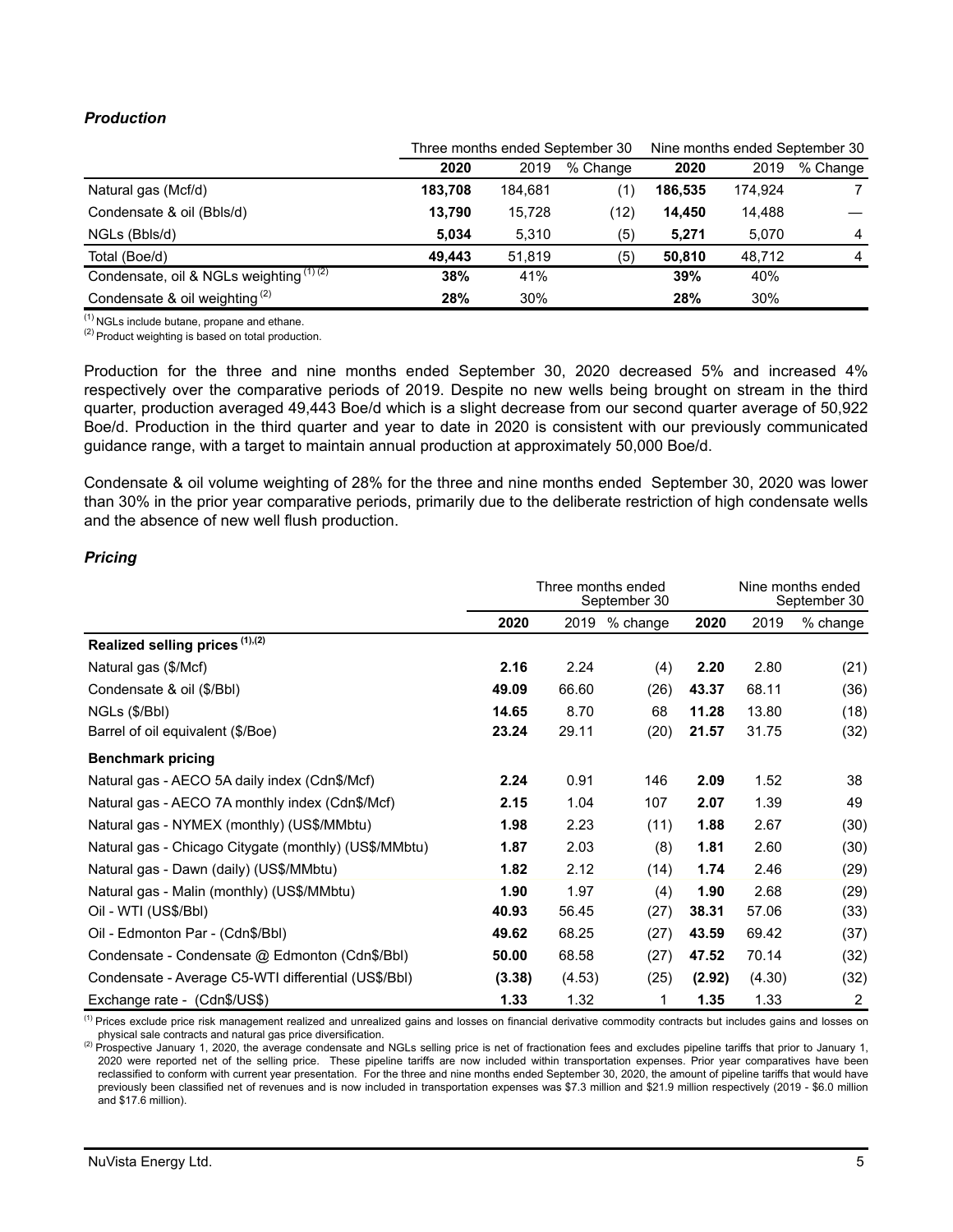### *Production*

| | Three months ended September 30 | | | Nine months ended September 30 | | |
|---|---|---|---|---|---|---|
| | **2020** | 2019 | % Change | **2020** | 2019 | % Change |
| Natural gas (Mcf/d) | **183,708** | 184,681 | (1) | **186,535** | 174,924 | 7 |
| Condensate & oil (Bbls/d) | **13,790** | 15,728 | (12) | **14,450** | 14,488 | — |
| NGLs (Bbls/d) | **5,034** | 5,310 | (5) | **5,271** | 5,070 | 4 |
| Total (Boe/d) | **49,443** | 51,819 | (5) | **50,810** | 48,712 | 4 |
| Condensate, oil & NGLs weighting (1) (2) | **38%** | 41% | | **39%** | 40% | |
| Condensate & oil weighting (2) | **28%** | 30% | | **28%** | 30% | |

(1) NGLs include butane, propane and ethane.
(2) Product weighting is based on total production.

Production for the three and nine months ended September 30, 2020 decreased 5% and increased 4% respectively over the comparative periods of 2019. Despite no new wells being brought on stream in the third quarter, production averaged 49,443 Boe/d which is a slight decrease from our second quarter average of 50,922 Boe/d. Production in the third quarter and year to date in 2020 is consistent with our previously communicated guidance range, with a target to maintain annual production at approximately 50,000 Boe/d.

Condensate & oil volume weighting of 28% for the three and nine months ended September 30, 2020 was lower than 30% in the prior year comparative periods, primarily due to the deliberate restriction of high condensate wells and the absence of new well flush production.

### *Pricing*

| | Three months ended September 30 | | | Nine months ended September 30 | | |
|---|---|---|---|---|---|---|
| | **2020** | 2019 | % change | **2020** | 2019 | % change |
| **Realized selling prices (1),(2)** | | | | | | |
| Natural gas ($/Mcf) | **2.16** | 2.24 | (4) | **2.20** | 2.80 | (21) |
| Condensate & oil ($/Bbl) | **49.09** | 66.60 | (26) | **43.37** | 68.11 | (36) |
| NGLs ($/Bbl) | **14.65** | 8.70 | 68 | **11.28** | 13.80 | (18) |
| Barrel of oil equivalent ($/Boe) | **23.24** | 29.11 | (20) | **21.57** | 31.75 | (32) |
| **Benchmark pricing** | | | | | | |
| Natural gas - AECO 5A daily index (Cdn$/Mcf) | **2.24** | 0.91 | 146 | **2.09** | 1.52 | 38 |
| Natural gas - AECO 7A monthly index (Cdn$/Mcf) | **2.15** | 1.04 | 107 | **2.07** | 1.39 | 49 |
| Natural gas - NYMEX (monthly) (US$/MMbtu) | **1.98** | 2.23 | (11) | **1.88** | 2.67 | (30) |
| Natural gas - Chicago Citygate (monthly) (US$/MMbtu) | **1.87** | 2.03 | (8) | **1.81** | 2.60 | (30) |
| Natural gas - Dawn (daily) (US$/MMbtu) | **1.82** | 2.12 | (14) | **1.74** | 2.46 | (29) |
| Natural gas - Malin (monthly) (US$/MMbtu) | **1.90** | 1.97 | (4) | **1.90** | 2.68 | (29) |
| Oil - WTI (US$/Bbl) | **40.93** | 56.45 | (27) | **38.31** | 57.06 | (33) |
| Oil - Edmonton Par - (Cdn$/Bbl) | **49.62** | 68.25 | (27) | **43.59** | 69.42 | (37) |
| Condensate - Condensate @ Edmonton (Cdn$/Bbl) | **50.00** | 68.58 | (27) | **47.52** | 70.14 | (32) |
| Condensate - Average C5-WTI differential (US$/Bbl) | **(3.38)** | (4.53) | (25) | **(2.92)** | (4.30) | (32) |
| Exchange rate - (Cdn$/US$) | **1.33** | 1.32 | 1 | **1.35** | 1.33 | 2 |

(1) Prices exclude price risk management realized and unrealized gains and losses on financial derivative commodity contracts but includes gains and losses on physical sale contracts and natural gas price diversification.
(2) Prospective January 1, 2020, the average condensate and NGLs selling price is net of fractionation fees and excludes pipeline tariffs that prior to January 1, 2020 were reported net of the selling price. These pipeline tariffs are now included within transportation expenses. Prior year comparatives have been reclassified to conform with current year presentation. For the three and nine months ended September 30, 2020, the amount of pipeline tariffs that would have previously been classified net of revenues and is now included in transportation expenses was $7.3 million and $21.9 million respectively (2019 - $6.0 million and $17.6 million).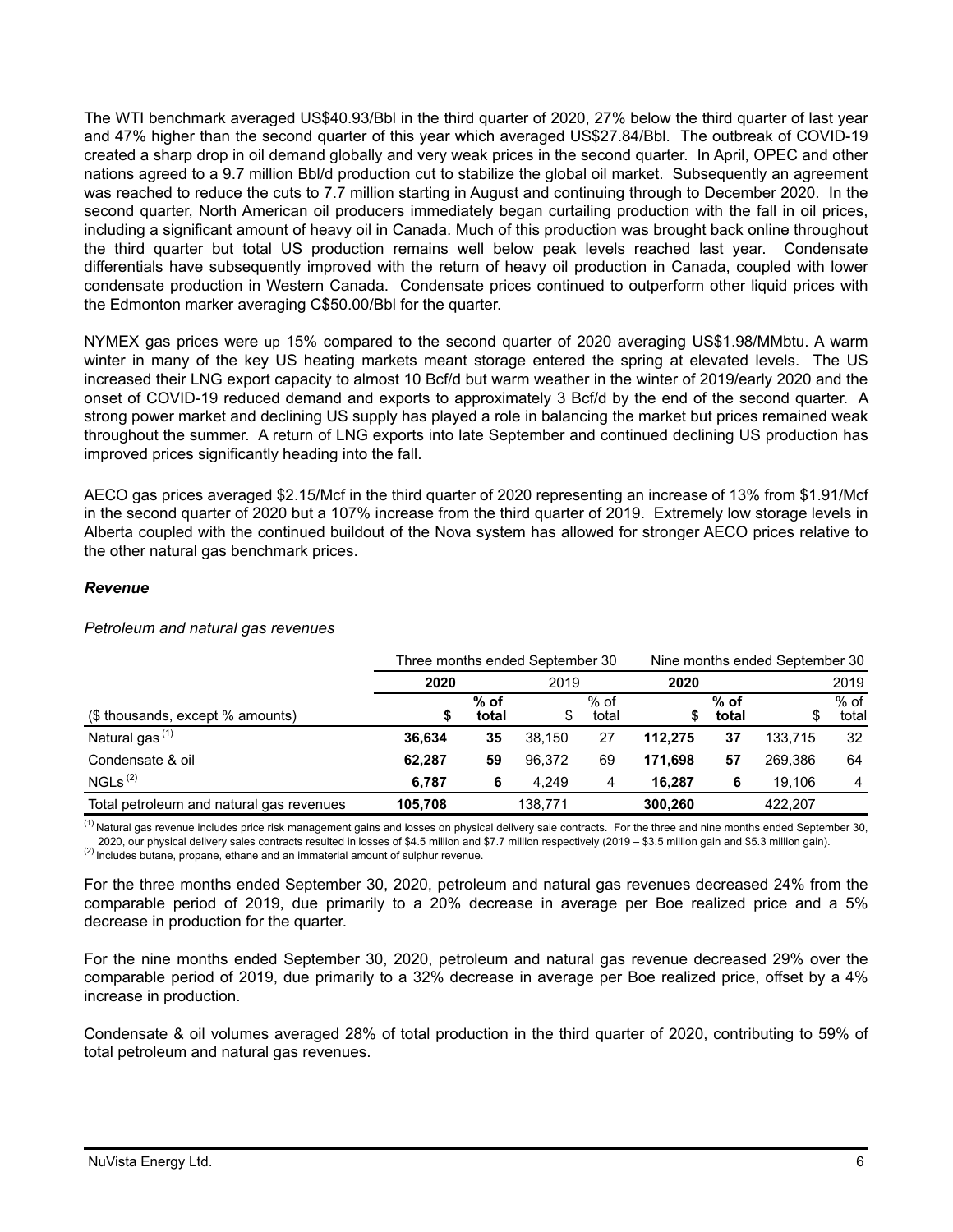The WTI benchmark averaged US$40.93/Bbl in the third quarter of 2020, 27% below the third quarter of last year and 47% higher than the second quarter of this year which averaged US$27.84/Bbl. The outbreak of COVID-19 created a sharp drop in oil demand globally and very weak prices in the second quarter. In April, OPEC and other nations agreed to a 9.7 million Bbl/d production cut to stabilize the global oil market. Subsequently an agreement was reached to reduce the cuts to 7.7 million starting in August and continuing through to December 2020. In the second quarter, North American oil producers immediately began curtailing production with the fall in oil prices, including a significant amount of heavy oil in Canada. Much of this production was brought back online throughout the third quarter but total US production remains well below peak levels reached last year. Condensate differentials have subsequently improved with the return of heavy oil production in Canada, coupled with lower condensate production in Western Canada. Condensate prices continued to outperform other liquid prices with the Edmonton marker averaging C$50.00/Bbl for the quarter.

NYMEX gas prices were up 15% compared to the second quarter of 2020 averaging US$1.98/MMbtu. A warm winter in many of the key US heating markets meant storage entered the spring at elevated levels. The US increased their LNG export capacity to almost 10 Bcf/d but warm weather in the winter of 2019/early 2020 and the onset of COVID-19 reduced demand and exports to approximately 3 Bcf/d by the end of the second quarter. A strong power market and declining US supply has played a role in balancing the market but prices remained weak throughout the summer. A return of LNG exports into late September and continued declining US production has improved prices significantly heading into the fall.

AECO gas prices averaged $2.15/Mcf in the third quarter of 2020 representing an increase of 13% from $1.91/Mcf in the second quarter of 2020 but a 107% increase from the third quarter of 2019. Extremely low storage levels in Alberta coupled with the continued buildout of the Nova system has allowed for stronger AECO prices relative to the other natural gas benchmark prices.

### *Revenue*

*Petroleum and natural gas revenues*

| | Three months ended September 30 | | | | Nine months ended September 30 | | | |
|---|---|---|---|---|---|---|---|---|
| | **2020** | | 2019 | | **2020** | | 2019 | |
| ($ thousands, except % amounts) | **$** | **% of total** | $ | % of total | **$** | **% of total** | $ | % of total |
| Natural gas [1] | **36,634** | **35** | 38,150 | 27 | **112,275** | **37** | 133,715 | 32 |
| Condensate & oil | **62,287** | **59** | 96,372 | 69 | **171,698** | **57** | 269,386 | 64 |
| NGLs [2] | **6,787** | **6** | 4,249 | 4 | **16,287** | **6** | 19,106 | 4 |
| Total petroleum and natural gas revenues | **105,708** | | 138,771 | | **300,260** | | 422,207 | |

[1] Natural gas revenue includes price risk management gains and losses on physical delivery sale contracts. For the three and nine months ended September 30, 2020, our physical delivery sales contracts resulted in losses of $4.5 million and $7.7 million respectively (2019 – $3.5 million gain and $5.3 million gain).
[2] Includes butane, propane, ethane and an immaterial amount of sulphur revenue.

For the three months ended September 30, 2020, petroleum and natural gas revenues decreased 24% from the comparable period of 2019, due primarily to a 20% decrease in average per Boe realized price and a 5% decrease in production for the quarter.

For the nine months ended September 30, 2020, petroleum and natural gas revenue decreased 29% over the comparable period of 2019, due primarily to a 32% decrease in average per Boe realized price, offset by a 4% increase in production.

Condensate & oil volumes averaged 28% of total production in the third quarter of 2020, contributing to 59% of total petroleum and natural gas revenues.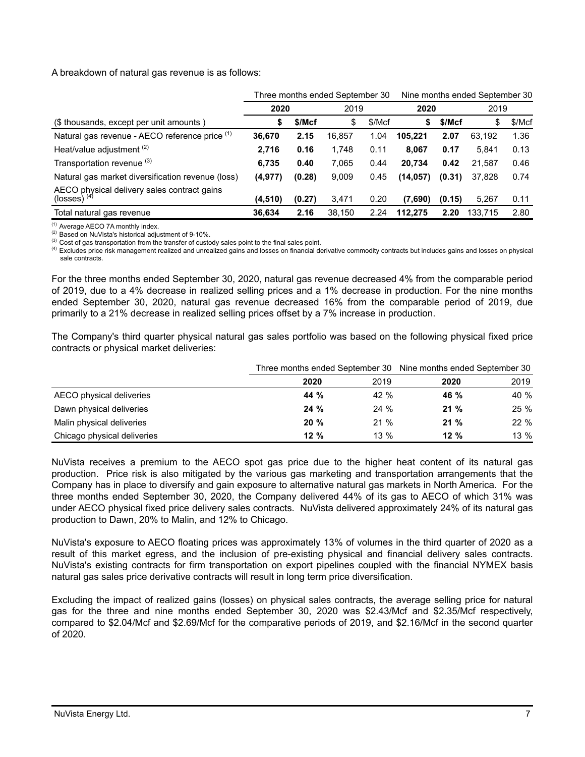A breakdown of natural gas revenue is as follows:

| | Three months ended September 30 | | | | Nine months ended September 30 | | | |
|---|---|---|---|---|---|---|---|---|
| | **2020** | | 2019 | | **2020** | | 2019 | |
| ($ thousands, except per unit amounts ) | **$** | **$/Mcf** | $ | $/Mcf | **$** | **$/Mcf** | $ | $/Mcf |
| Natural gas revenue - AECO reference price [(1)] | **36,670** | **2.15** | 16,857 | 1.04 | **105,221** | **2.07** | 63,192 | 1.36 |
| Heat/value adjustment [(2)] | **2,716** | **0.16** | 1,748 | 0.11 | **8,067** | **0.17** | 5,841 | 0.13 |
| Transportation revenue [(3)] | **6,735** | **0.40** | 7,065 | 0.44 | **20,734** | **0.42** | 21,587 | 0.46 |
| Natural gas market diversification revenue (loss) | **(4,977)** | **(0.28)** | 9,009 | 0.45 | **(14,057)** | **(0.31)** | 37,828 | 0.74 |
| AECO physical delivery sales contract gains (losses) [(4)] | **(4,510)** | **(0.27)** | 3,471 | 0.20 | **(7,690)** | **(0.15)** | 5,267 | 0.11 |
| Total natural gas revenue | **36,634** | **2.16** | 38,150 | 2.24 | **112,275** | **2.20** | 133,715 | 2.80 |

[(1)] Average AECO 7A monthly index.
[(2)] Based on NuVista's historical adjustment of 9-10%.
[(3)] Cost of gas transportation from the transfer of custody sales point to the final sales point.
[(4)] Excludes price risk management realized and unrealized gains and losses on financial derivative commodity contracts but includes gains and losses on physical sale contracts.

For the three months ended September 30, 2020, natural gas revenue decreased 4% from the comparable period of 2019, due to a 4% decrease in realized selling prices and a 1% decrease in production. For the nine months ended September 30, 2020, natural gas revenue decreased 16% from the comparable period of 2019, due primarily to a 21% decrease in realized selling prices offset by a 7% increase in production.

The Company's third quarter physical natural gas sales portfolio was based on the following physical fixed price contracts or physical market deliveries:

| | Three months ended September 30 | | Nine months ended September 30 | |
|---|---|---|---|---|
| | **2020** | 2019 | **2020** | 2019 |
| AECO physical deliveries | **44 %** | 42 % | **46 %** | 40 % |
| Dawn physical deliveries | **24 %** | 24 % | **21 %** | 25 % |
| Malin physical deliveries | **20 %** | 21 % | **21 %** | 22 % |
| Chicago physical deliveries | **12 %** | 13 % | **12 %** | 13 % |

NuVista receives a premium to the AECO spot gas price due to the higher heat content of its natural gas production. Price risk is also mitigated by the various gas marketing and transportation arrangements that the Company has in place to diversify and gain exposure to alternative natural gas markets in North America. For the three months ended September 30, 2020, the Company delivered 44% of its gas to AECO of which 31% was under AECO physical fixed price delivery sales contracts. NuVista delivered approximately 24% of its natural gas production to Dawn, 20% to Malin, and 12% to Chicago.

NuVista's exposure to AECO floating prices was approximately 13% of volumes in the third quarter of 2020 as a result of this market egress, and the inclusion of pre-existing physical and financial delivery sales contracts. NuVista's existing contracts for firm transportation on export pipelines coupled with the financial NYMEX basis natural gas sales price derivative contracts will result in long term price diversification.

Excluding the impact of realized gains (losses) on physical sales contracts, the average selling price for natural gas for the three and nine months ended September 30, 2020 was $2.43/Mcf and $2.35/Mcf respectively, compared to $2.04/Mcf and $2.69/Mcf for the comparative periods of 2019, and $2.16/Mcf in the second quarter of 2020.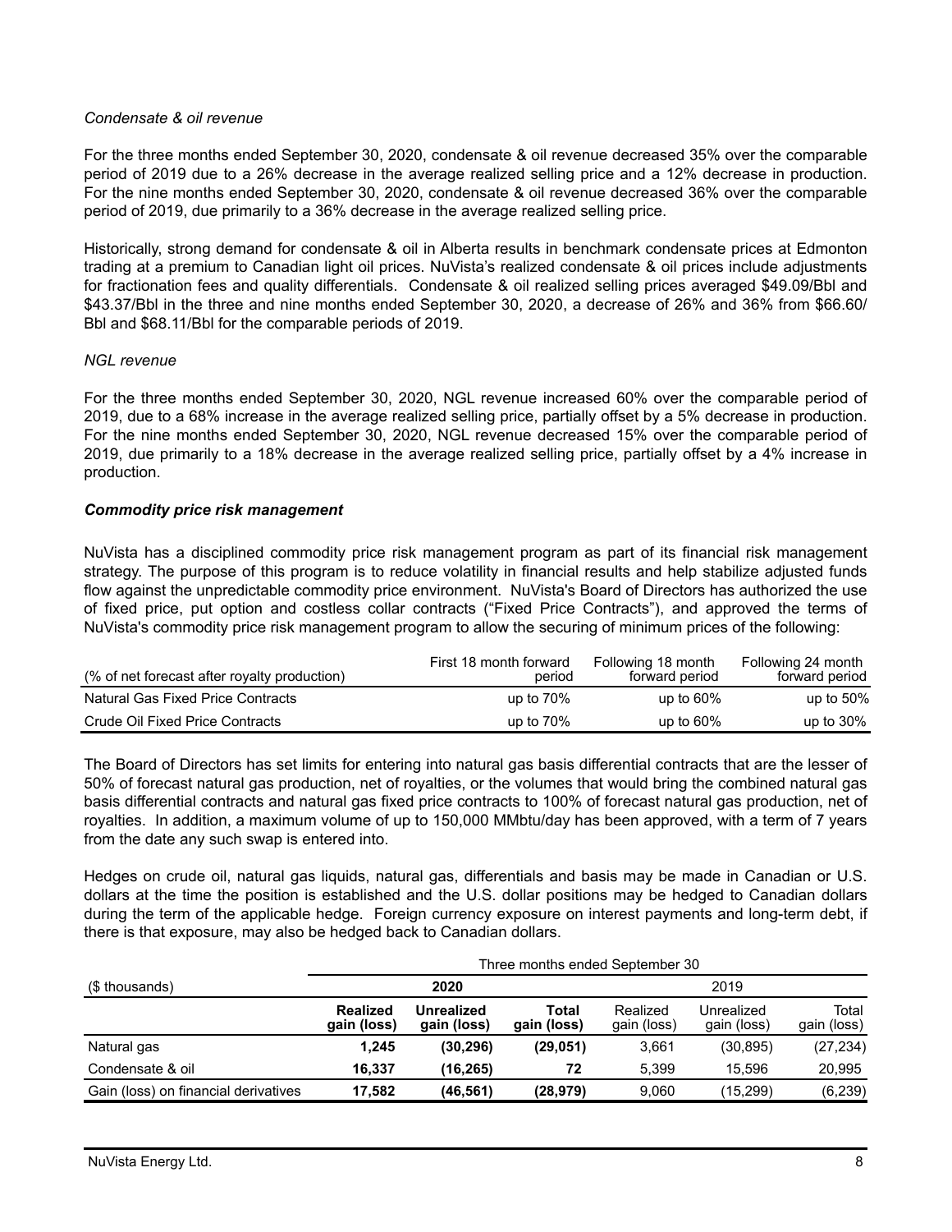*Condensate & oil revenue*

For the three months ended September 30, 2020, condensate & oil revenue decreased 35% over the comparable period of 2019 due to a 26% decrease in the average realized selling price and a 12% decrease in production. For the nine months ended September 30, 2020, condensate & oil revenue decreased 36% over the comparable period of 2019, due primarily to a 36% decrease in the average realized selling price.

Historically, strong demand for condensate & oil in Alberta results in benchmark condensate prices at Edmonton trading at a premium to Canadian light oil prices. NuVista's realized condensate & oil prices include adjustments for fractionation fees and quality differentials. Condensate & oil realized selling prices averaged $49.09/Bbl and $43.37/Bbl in the three and nine months ended September 30, 2020, a decrease of 26% and 36% from $66.60/Bbl and $68.11/Bbl for the comparable periods of 2019.

*NGL revenue*

For the three months ended September 30, 2020, NGL revenue increased 60% over the comparable period of 2019, due to a 68% increase in the average realized selling price, partially offset by a 5% decrease in production. For the nine months ended September 30, 2020, NGL revenue decreased 15% over the comparable period of 2019, due primarily to a 18% decrease in the average realized selling price, partially offset by a 4% increase in production.

***Commodity price risk management***

NuVista has a disciplined commodity price risk management program as part of its financial risk management strategy. The purpose of this program is to reduce volatility in financial results and help stabilize adjusted funds flow against the unpredictable commodity price environment. NuVista's Board of Directors has authorized the use of fixed price, put option and costless collar contracts ("Fixed Price Contracts"), and approved the terms of NuVista's commodity price risk management program to allow the securing of minimum prices of the following:

| (% of net forecast after royalty production) | First 18 month forward period | Following 18 month forward period | Following 24 month forward period |
|---|---|---|---|
| Natural Gas Fixed Price Contracts | up to 70% | up to 60% | up to 50% |
| Crude Oil Fixed Price Contracts | up to 70% | up to 60% | up to 30% |

The Board of Directors has set limits for entering into natural gas basis differential contracts that are the lesser of 50% of forecast natural gas production, net of royalties, or the volumes that would bring the combined natural gas basis differential contracts and natural gas fixed price contracts to 100% of forecast natural gas production, net of royalties. In addition, a maximum volume of up to 150,000 MMbtu/day has been approved, with a term of 7 years from the date any such swap is entered into.

Hedges on crude oil, natural gas liquids, natural gas, differentials and basis may be made in Canadian or U.S. dollars at the time the position is established and the U.S. dollar positions may be hedged to Canadian dollars during the term of the applicable hedge. Foreign currency exposure on interest payments and long-term debt, if there is that exposure, may also be hedged back to Canadian dollars.

| | Three months ended September 30 | | | | | |
|---|---|---|---|---|---|---|
| ($ thousands) | **2020** | | | 2019 | | |
| | **Realized gain (loss)** | **Unrealized gain (loss)** | **Total gain (loss)** | Realized gain (loss) | Unrealized gain (loss) | Total gain (loss) |
| Natural gas | **1,245** | **(30,296)** | **(29,051)** | 3,661 | (30,895) | (27,234) |
| Condensate & oil | **16,337** | **(16,265)** | **72** | 5,399 | 15,596 | 20,995 |
| Gain (loss) on financial derivatives | **17,582** | **(46,561)** | **(28,979)** | 9,060 | (15,299) | (6,239) |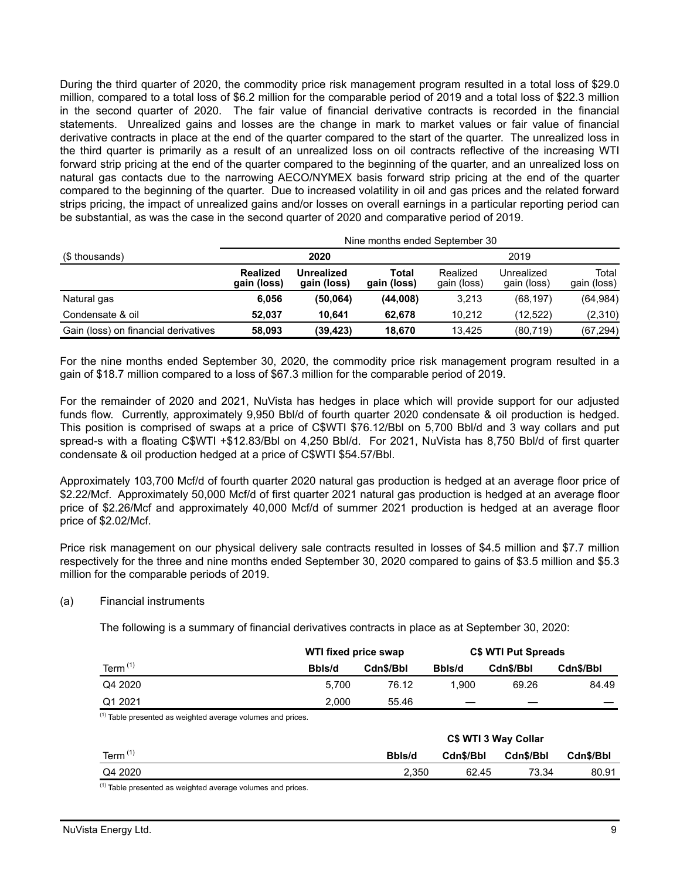During the third quarter of 2020, the commodity price risk management program resulted in a total loss of $29.0 million, compared to a total loss of $6.2 million for the comparable period of 2019 and a total loss of $22.3 million in the second quarter of 2020. The fair value of financial derivative contracts is recorded in the financial statements. Unrealized gains and losses are the change in mark to market values or fair value of financial derivative contracts in place at the end of the quarter compared to the start of the quarter. The unrealized loss in the third quarter is primarily as a result of an unrealized loss on oil contracts reflective of the increasing WTI forward strip pricing at the end of the quarter compared to the beginning of the quarter, and an unrealized loss on natural gas contacts due to the narrowing AECO/NYMEX basis forward strip pricing at the end of the quarter compared to the beginning of the quarter. Due to increased volatility in oil and gas prices and the related forward strips pricing, the impact of unrealized gains and/or losses on overall earnings in a particular reporting period can be substantial, as was the case in the second quarter of 2020 and comparative period of 2019.

| | Nine months ended September 30 | | | | | |
|---|---|---|---|---|---|---|
| ($ thousands) | **2020** | | | 2019 | | |
| | **Realized gain (loss)** | **Unrealized gain (loss)** | **Total gain (loss)** | Realized gain (loss) | Unrealized gain (loss) | Total gain (loss) |
| Natural gas | **6,056** | **(50,064)** | **(44,008)** | 3,213 | (68,197) | (64,984) |
| Condensate & oil | **52,037** | **10,641** | **62,678** | 10,212 | (12,522) | (2,310) |
| Gain (loss) on financial derivatives | **58,093** | **(39,423)** | **18,670** | 13,425 | (80,719) | (67,294) |

For the nine months ended September 30, 2020, the commodity price risk management program resulted in a gain of $18.7 million compared to a loss of $67.3 million for the comparable period of 2019.

For the remainder of 2020 and 2021, NuVista has hedges in place which will provide support for our adjusted funds flow. Currently, approximately 9,950 Bbl/d of fourth quarter 2020 condensate & oil production is hedged. This position is comprised of swaps at a price of C$WTI $76.12/Bbl on 5,700 Bbl/d and 3 way collars and put spread-s with a floating C$WTI +$12.83/Bbl on 4,250 Bbl/d. For 2021, NuVista has 8,750 Bbl/d of first quarter condensate & oil production hedged at a price of C$WTI $54.57/Bbl.

Approximately 103,700 Mcf/d of fourth quarter 2020 natural gas production is hedged at an average floor price of $2.22/Mcf. Approximately 50,000 Mcf/d of first quarter 2021 natural gas production is hedged at an average floor price of $2.26/Mcf and approximately 40,000 Mcf/d of summer 2021 production is hedged at an average floor price of $2.02/Mcf.

Price risk management on our physical delivery sale contracts resulted in losses of $4.5 million and $7.7 million respectively for the three and nine months ended September 30, 2020 compared to gains of $3.5 million and $5.3 million for the comparable periods of 2019.

(a) Financial instruments

The following is a summary of financial derivatives contracts in place as at September 30, 2020:

| | **WTI fixed price swap** | | **C$ WTI Put Spreads** | | |
|---|---|---|---|---|---|
| Term [(1)] | **Bbls/d** | **Cdn$/Bbl** | **Bbls/d** | **Cdn$/Bbl** | **Cdn$/Bbl** |
| Q4 2020 | 5,700 | 76.12 | 1,900 | 69.26 | 84.49 |
| Q1 2021 | 2,000 | 55.46 | — | — | — |

[(1)] Table presented as weighted average volumes and prices.

| | **C$ WTI 3 Way Collar** | | | |
|---|---|---|---|---|
| Term [(1)] | **Bbls/d** | **Cdn$/Bbl** | **Cdn$/Bbl** | **Cdn$/Bbl** |
| Q4 2020 | 2,350 | 62.45 | 73.34 | 80.91 |

[(1)] Table presented as weighted average volumes and prices.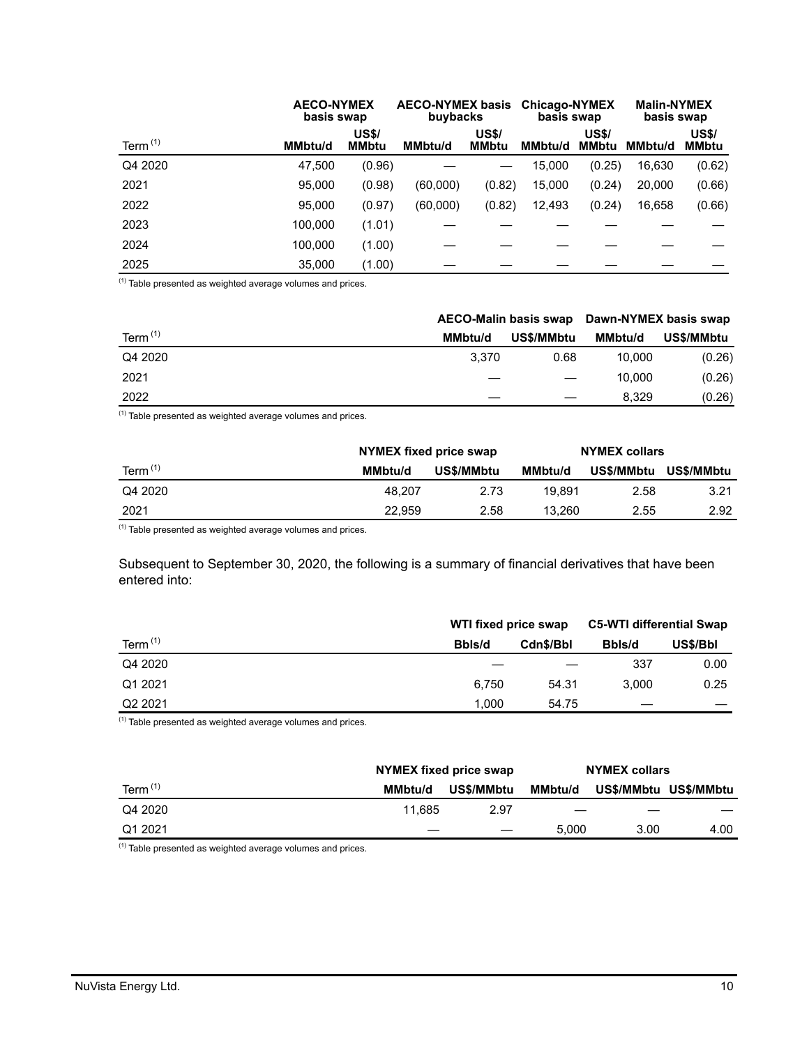| Term [(1)] | AECO-NYMEX basis swap | | AECO-NYMEX basis buybacks | | Chicago-NYMEX basis swap | | Malin-NYMEX basis swap | |
|---|---|---|---|---|---|---|---|---|
| | MMbtu/d | US$/ MMbtu | MMbtu/d | US$/ MMbtu | MMbtu/d | US$/ MMbtu | MMbtu/d | US$/ MMbtu |
| Q4 2020 | 47,500 | (0.96) | — | — | 15,000 | (0.25) | 16,630 | (0.62) |
| 2021 | 95,000 | (0.98) | (60,000) | (0.82) | 15,000 | (0.24) | 20,000 | (0.66) |
| 2022 | 95,000 | (0.97) | (60,000) | (0.82) | 12,493 | (0.24) | 16,658 | (0.66) |
| 2023 | 100,000 | (1.01) | — | — | — | — | — | — |
| 2024 | 100,000 | (1.00) | — | — | — | — | — | — |
| 2025 | 35,000 | (1.00) | — | — | — | — | — | — |

[(1)] Table presented as weighted average volumes and prices.

| Term [(1)] | AECO-Malin basis swap | | Dawn-NYMEX basis swap | |
|---|---|---|---|---|
| | MMbtu/d | US$/MMbtu | MMbtu/d | US$/MMbtu |
| Q4 2020 | 3,370 | 0.68 | 10,000 | (0.26) |
| 2021 | — | — | 10,000 | (0.26) |
| 2022 | — | — | 8,329 | (0.26) |

[(1)] Table presented as weighted average volumes and prices.

| Term [(1)] | NYMEX fixed price swap | | NYMEX collars | | |
|---|---|---|---|---|---|
| | MMbtu/d | US$/MMbtu | MMbtu/d | US$/MMbtu | US$/MMbtu |
| Q4 2020 | 48,207 | 2.73 | 19,891 | 2.58 | 3.21 |
| 2021 | 22,959 | 2.58 | 13,260 | 2.55 | 2.92 |

[(1)] Table presented as weighted average volumes and prices.

Subsequent to September 30, 2020, the following is a summary of financial derivatives that have been entered into:

| Term [(1)] | WTI fixed price swap | | C5-WTI differential Swap | |
|---|---|---|---|---|
| | Bbls/d | Cdn$/Bbl | Bbls/d | US$/Bbl |
| Q4 2020 | — | — | 337 | 0.00 |
| Q1 2021 | 6,750 | 54.31 | 3,000 | 0.25 |
| Q2 2021 | 1,000 | 54.75 | — | — |

[(1)] Table presented as weighted average volumes and prices.

| Term [(1)] | NYMEX fixed price swap | | NYMEX collars | | |
|---|---|---|---|---|---|
| | MMbtu/d | US$/MMbtu | MMbtu/d | US$/MMbtu | US$/MMbtu |
| Q4 2020 | 11,685 | 2.97 | — | — | — |
| Q1 2021 | — | — | 5,000 | 3.00 | 4.00 |

[(1)] Table presented as weighted average volumes and prices.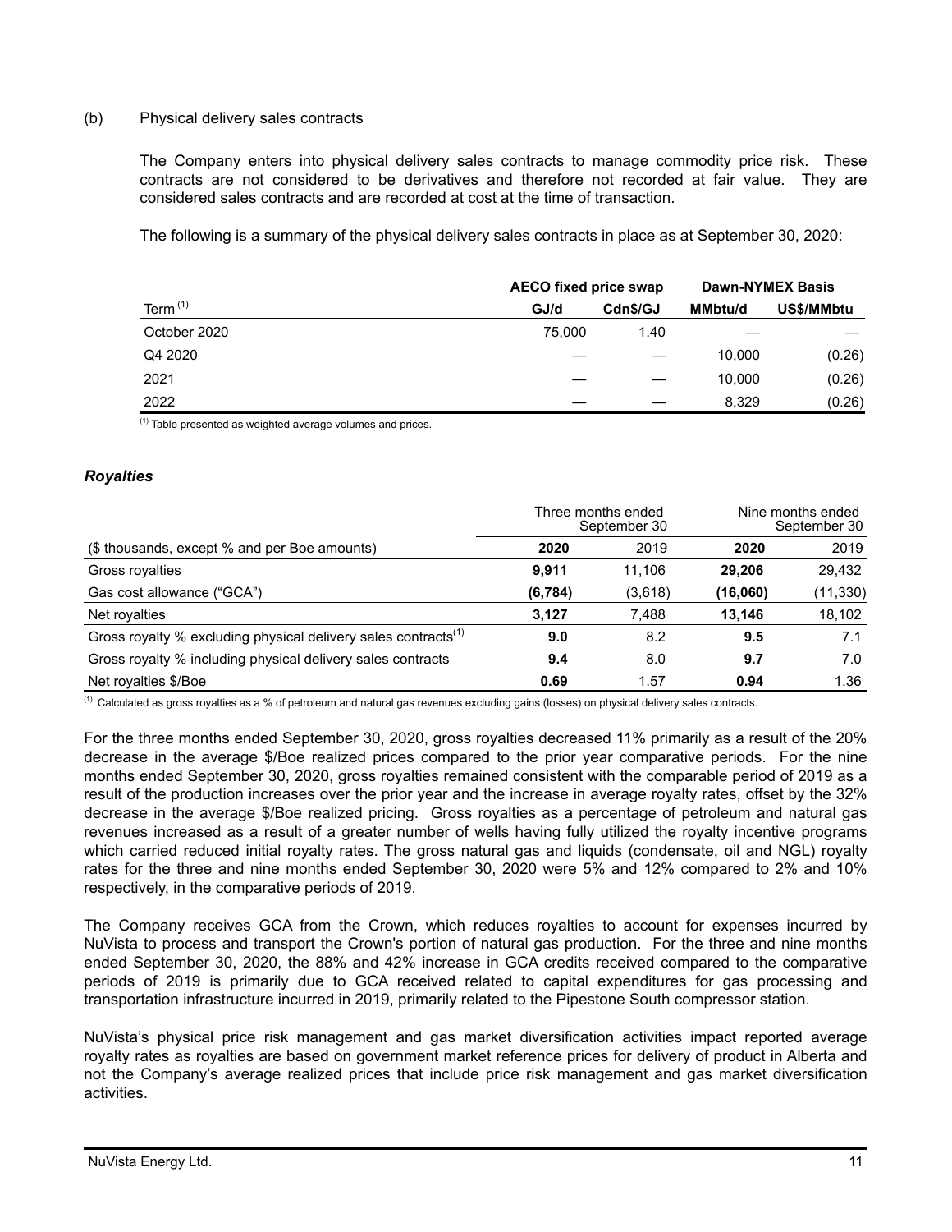(b) Physical delivery sales contracts

The Company enters into physical delivery sales contracts to manage commodity price risk. These contracts are not considered to be derivatives and therefore not recorded at fair value. They are considered sales contracts and are recorded at cost at the time of transaction.

The following is a summary of the physical delivery sales contracts in place as at September 30, 2020:

| | AECO fixed price swap | | Dawn-NYMEX Basis | |
|---|---|---|---|---|
| Term [(1)] | GJ/d | Cdn$/GJ | MMbtu/d | US$/MMbtu |
| October 2020 | 75,000 | 1.40 | — | — |
| Q4 2020 | — | — | 10,000 | (0.26) |
| 2021 | — | — | 10,000 | (0.26) |
| 2022 | — | — | 8,329 | (0.26) |

(1) Table presented as weighted average volumes and prices.

### *Royalties*

| | Three months ended September 30 | | Nine months ended September 30 | |
|---|---|---|---|---|
| ($ thousands, except % and per Boe amounts) | **2020** | 2019 | **2020** | 2019 |
| Gross royalties | **9,911** | 11,106 | **29,206** | 29,432 |
| Gas cost allowance ("GCA") | **(6,784)** | (3,618) | **(16,060)** | (11,330) |
| Net royalties | **3,127** | 7,488 | **13,146** | 18,102 |
| Gross royalty % excluding physical delivery sales contracts[(1)] | **9.0** | 8.2 | **9.5** | 7.1 |
| Gross royalty % including physical delivery sales contracts | **9.4** | 8.0 | **9.7** | 7.0 |
| Net royalties $/Boe | **0.69** | 1.57 | **0.94** | 1.36 |

(1) Calculated as gross royalties as a % of petroleum and natural gas revenues excluding gains (losses) on physical delivery sales contracts.

For the three months ended September 30, 2020, gross royalties decreased 11% primarily as a result of the 20% decrease in the average $/Boe realized prices compared to the prior year comparative periods. For the nine months ended September 30, 2020, gross royalties remained consistent with the comparable period of 2019 as a result of the production increases over the prior year and the increase in average royalty rates, offset by the 32% decrease in the average $/Boe realized pricing. Gross royalties as a percentage of petroleum and natural gas revenues increased as a result of a greater number of wells having fully utilized the royalty incentive programs which carried reduced initial royalty rates. The gross natural gas and liquids (condensate, oil and NGL) royalty rates for the three and nine months ended September 30, 2020 were 5% and 12% compared to 2% and 10% respectively, in the comparative periods of 2019.

The Company receives GCA from the Crown, which reduces royalties to account for expenses incurred by NuVista to process and transport the Crown's portion of natural gas production. For the three and nine months ended September 30, 2020, the 88% and 42% increase in GCA credits received compared to the comparative periods of 2019 is primarily due to GCA received related to capital expenditures for gas processing and transportation infrastructure incurred in 2019, primarily related to the Pipestone South compressor station.

NuVista's physical price risk management and gas market diversification activities impact reported average royalty rates as royalties are based on government market reference prices for delivery of product in Alberta and not the Company's average realized prices that include price risk management and gas market diversification activities.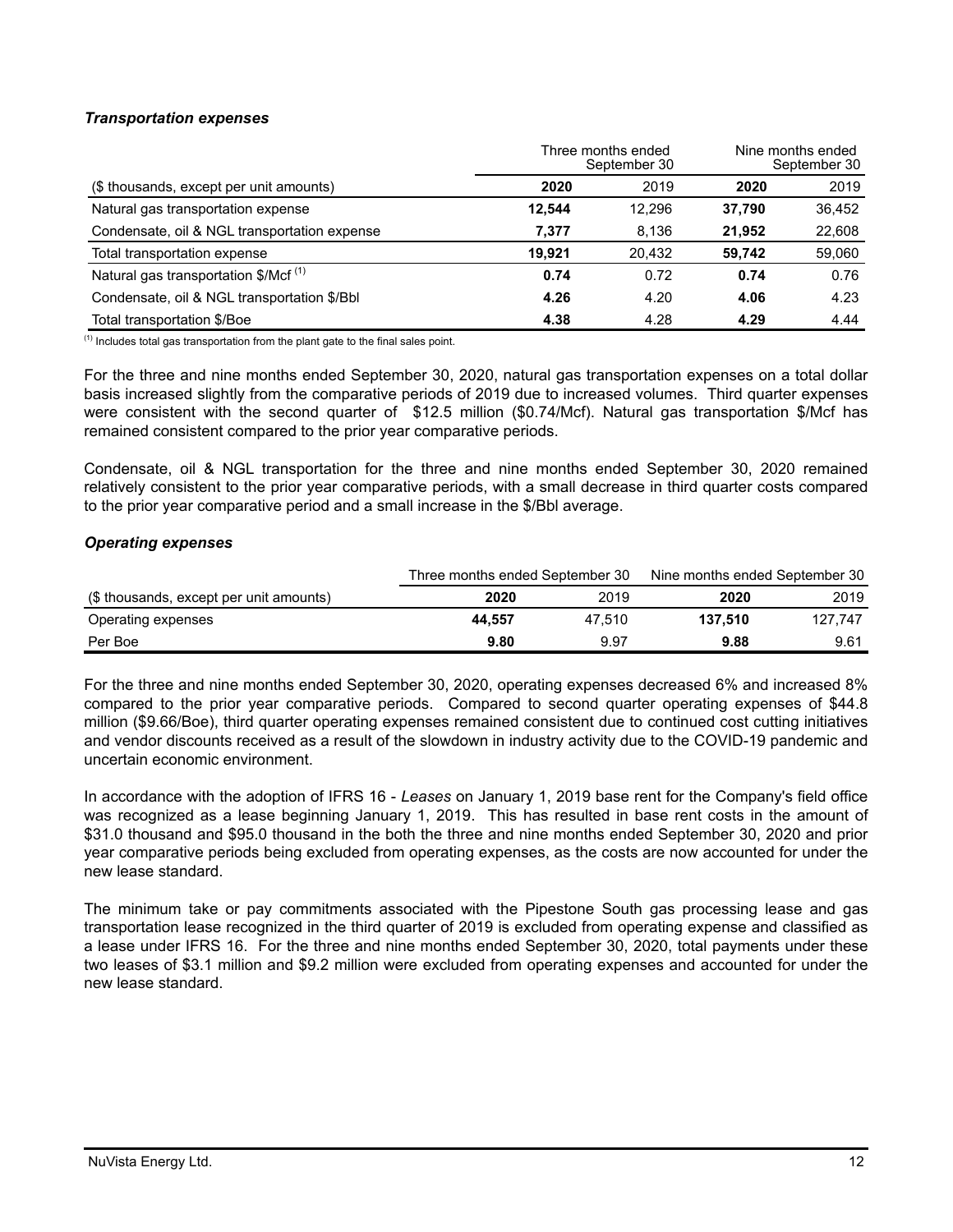### *Transportation expenses*

| | Three months ended September 30 | | Nine months ended September 30 | |
|---|---|---|---|---|
| ($ thousands, except per unit amounts) | **2020** | 2019 | **2020** | 2019 |
| Natural gas transportation expense | **12,544** | 12,296 | **37,790** | 36,452 |
| Condensate, oil & NGL transportation expense | **7,377** | 8,136 | **21,952** | 22,608 |
| Total transportation expense | **19,921** | 20,432 | **59,742** | 59,060 |
| Natural gas transportation $/Mcf [1] | **0.74** | 0.72 | **0.74** | 0.76 |
| Condensate, oil & NGL transportation $/Bbl | **4.26** | 4.20 | **4.06** | 4.23 |
| Total transportation $/Boe | **4.38** | 4.28 | **4.29** | 4.44 |

[1] Includes total gas transportation from the plant gate to the final sales point.

For the three and nine months ended September 30, 2020, natural gas transportation expenses on a total dollar basis increased slightly from the comparative periods of 2019 due to increased volumes. Third quarter expenses were consistent with the second quarter of $12.5 million ($0.74/Mcf). Natural gas transportation $/Mcf has remained consistent compared to the prior year comparative periods.

Condensate, oil & NGL transportation for the three and nine months ended September 30, 2020 remained relatively consistent to the prior year comparative periods, with a small decrease in third quarter costs compared to the prior year comparative period and a small increase in the $/Bbl average.

### *Operating expenses*

| | Three months ended September 30 | | Nine months ended September 30 | |
|---|---|---|---|---|
| ($ thousands, except per unit amounts) | **2020** | 2019 | **2020** | 2019 |
| Operating expenses | **44,557** | 47,510 | **137,510** | 127,747 |
| Per Boe | **9.80** | 9.97 | **9.88** | 9.61 |

For the three and nine months ended September 30, 2020, operating expenses decreased 6% and increased 8% compared to the prior year comparative periods. Compared to second quarter operating expenses of $44.8 million ($9.66/Boe), third quarter operating expenses remained consistent due to continued cost cutting initiatives and vendor discounts received as a result of the slowdown in industry activity due to the COVID-19 pandemic and uncertain economic environment.

In accordance with the adoption of IFRS 16 - *Leases* on January 1, 2019 base rent for the Company's field office was recognized as a lease beginning January 1, 2019. This has resulted in base rent costs in the amount of $31.0 thousand and $95.0 thousand in the both the three and nine months ended September 30, 2020 and prior year comparative periods being excluded from operating expenses, as the costs are now accounted for under the new lease standard.

The minimum take or pay commitments associated with the Pipestone South gas processing lease and gas transportation lease recognized in the third quarter of 2019 is excluded from operating expense and classified as a lease under IFRS 16. For the three and nine months ended September 30, 2020, total payments under these two leases of $3.1 million and $9.2 million were excluded from operating expenses and accounted for under the new lease standard.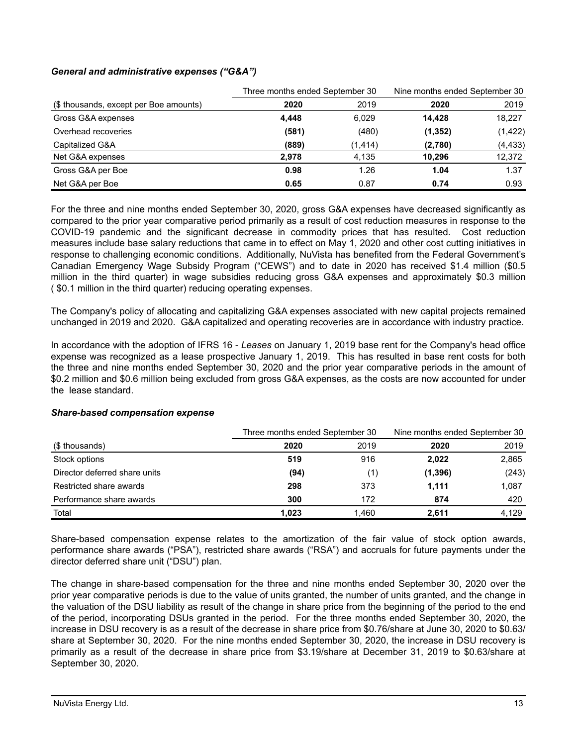### *General and administrative expenses ("G&A")*

| | Three months ended September 30 | | Nine months ended September 30 | |
|---|---|---|---|---|
| ($ thousands, except per Boe amounts) | **2020** | 2019 | **2020** | 2019 |
| Gross G&A expenses | **4,448** | 6,029 | **14,428** | 18,227 |
| Overhead recoveries | **(581)** | (480) | **(1,352)** | (1,422) |
| Capitalized G&A | **(889)** | (1,414) | **(2,780)** | (4,433) |
| Net G&A expenses | **2,978** | 4,135 | **10,296** | 12,372 |
| Gross G&A per Boe | **0.98** | 1.26 | **1.04** | 1.37 |
| Net G&A per Boe | **0.65** | 0.87 | **0.74** | 0.93 |

For the three and nine months ended September 30, 2020, gross G&A expenses have decreased significantly as compared to the prior year comparative period primarily as a result of cost reduction measures in response to the COVID-19 pandemic and the significant decrease in commodity prices that has resulted. Cost reduction measures include base salary reductions that came in to effect on May 1, 2020 and other cost cutting initiatives in response to challenging economic conditions. Additionally, NuVista has benefited from the Federal Government's Canadian Emergency Wage Subsidy Program ("CEWS") and to date in 2020 has received $1.4 million ($0.5 million in the third quarter) in wage subsidies reducing gross G&A expenses and approximately $0.3 million ( $0.1 million in the third quarter) reducing operating expenses.

The Company's policy of allocating and capitalizing G&A expenses associated with new capital projects remained unchanged in 2019 and 2020. G&A capitalized and operating recoveries are in accordance with industry practice.

In accordance with the adoption of IFRS 16 - *Leases* on January 1, 2019 base rent for the Company's head office expense was recognized as a lease prospective January 1, 2019. This has resulted in base rent costs for both the three and nine months ended September 30, 2020 and the prior year comparative periods in the amount of $0.2 million and $0.6 million being excluded from gross G&A expenses, as the costs are now accounted for under the lease standard.

### *Share-based compensation expense*

| | Three months ended September 30 | | Nine months ended September 30 | |
|---|---|---|---|---|
| ($ thousands) | **2020** | 2019 | **2020** | 2019 |
| Stock options | **519** | 916 | **2,022** | 2,865 |
| Director deferred share units | **(94)** | (1) | **(1,396)** | (243) |
| Restricted share awards | **298** | 373 | **1,111** | 1,087 |
| Performance share awards | **300** | 172 | **874** | 420 |
| Total | **1,023** | 1,460 | **2,611** | 4,129 |

Share-based compensation expense relates to the amortization of the fair value of stock option awards, performance share awards ("PSA"), restricted share awards ("RSA") and accruals for future payments under the director deferred share unit ("DSU") plan.

The change in share-based compensation for the three and nine months ended September 30, 2020 over the prior year comparative periods is due to the value of units granted, the number of units granted, and the change in the valuation of the DSU liability as result of the change in share price from the beginning of the period to the end of the period, incorporating DSUs granted in the period. For the three months ended September 30, 2020, the increase in DSU recovery is as a result of the decrease in share price from $0.76/share at June 30, 2020 to $0.63/share at September 30, 2020. For the nine months ended September 30, 2020, the increase in DSU recovery is primarily as a result of the decrease in share price from $3.19/share at December 31, 2019 to $0.63/share at September 30, 2020.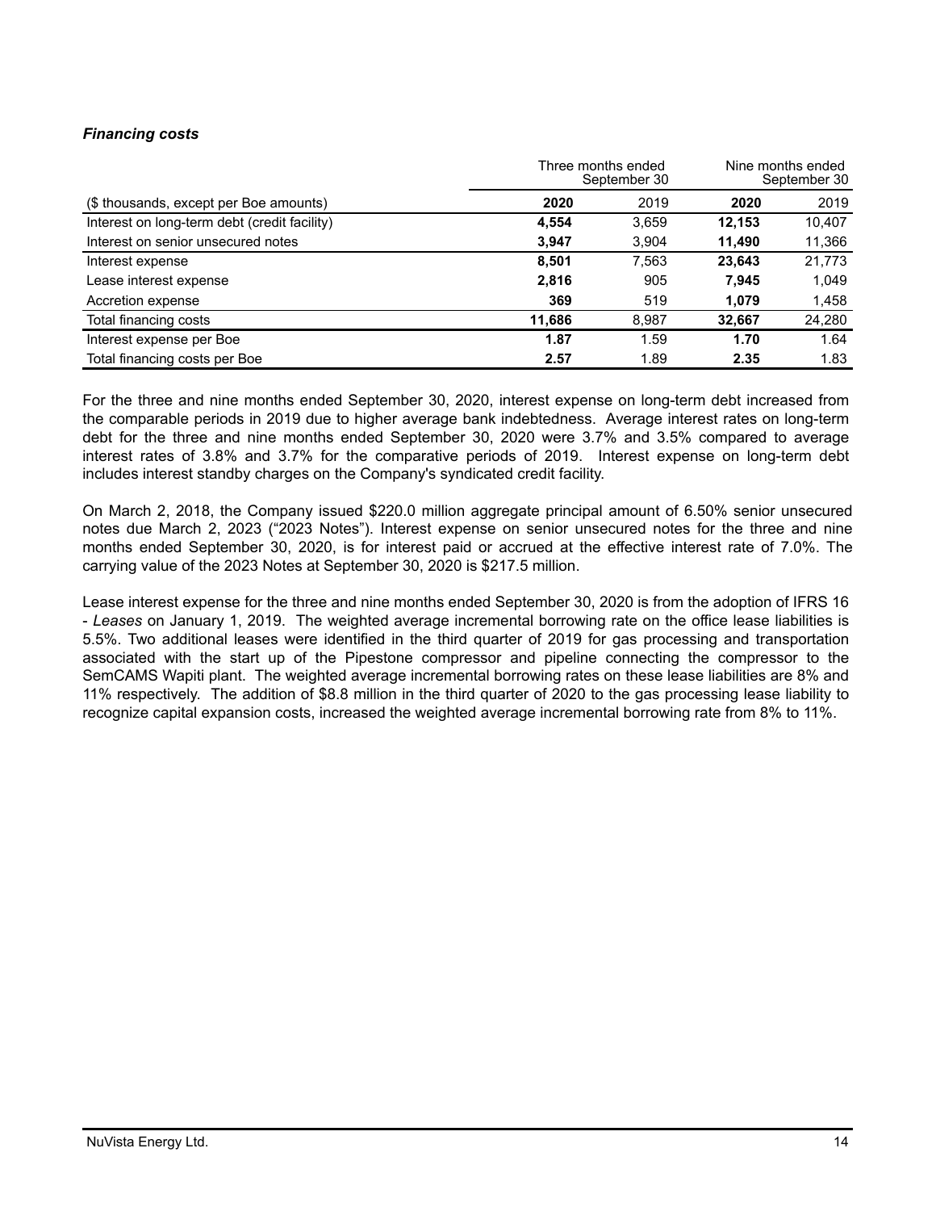### *Financing costs*

| | Three months ended September 30 | | Nine months ended September 30 | |
|---|---|---|---|---|
| ($ thousands, except per Boe amounts) | **2020** | 2019 | **2020** | 2019 |
| Interest on long-term debt (credit facility) | **4,554** | 3,659 | **12,153** | 10,407 |
| Interest on senior unsecured notes | **3,947** | 3,904 | **11,490** | 11,366 |
| Interest expense | **8,501** | 7,563 | **23,643** | 21,773 |
| Lease interest expense | **2,816** | 905 | **7,945** | 1,049 |
| Accretion expense | **369** | 519 | **1,079** | 1,458 |
| Total financing costs | **11,686** | 8,987 | **32,667** | 24,280 |
| Interest expense per Boe | **1.87** | 1.59 | **1.70** | 1.64 |
| Total financing costs per Boe | **2.57** | 1.89 | **2.35** | 1.83 |

For the three and nine months ended September 30, 2020, interest expense on long-term debt increased from the comparable periods in 2019 due to higher average bank indebtedness. Average interest rates on long-term debt for the three and nine months ended September 30, 2020 were 3.7% and 3.5% compared to average interest rates of 3.8% and 3.7% for the comparative periods of 2019. Interest expense on long-term debt includes interest standby charges on the Company's syndicated credit facility.

On March 2, 2018, the Company issued $220.0 million aggregate principal amount of 6.50% senior unsecured notes due March 2, 2023 ("2023 Notes"). Interest expense on senior unsecured notes for the three and nine months ended September 30, 2020, is for interest paid or accrued at the effective interest rate of 7.0%. The carrying value of the 2023 Notes at September 30, 2020 is $217.5 million.

Lease interest expense for the three and nine months ended September 30, 2020 is from the adoption of IFRS 16 - *Leases* on January 1, 2019. The weighted average incremental borrowing rate on the office lease liabilities is 5.5%. Two additional leases were identified in the third quarter of 2019 for gas processing and transportation associated with the start up of the Pipestone compressor and pipeline connecting the compressor to the SemCAMS Wapiti plant. The weighted average incremental borrowing rates on these lease liabilities are 8% and 11% respectively. The addition of $8.8 million in the third quarter of 2020 to the gas processing lease liability to recognize capital expansion costs, increased the weighted average incremental borrowing rate from 8% to 11%.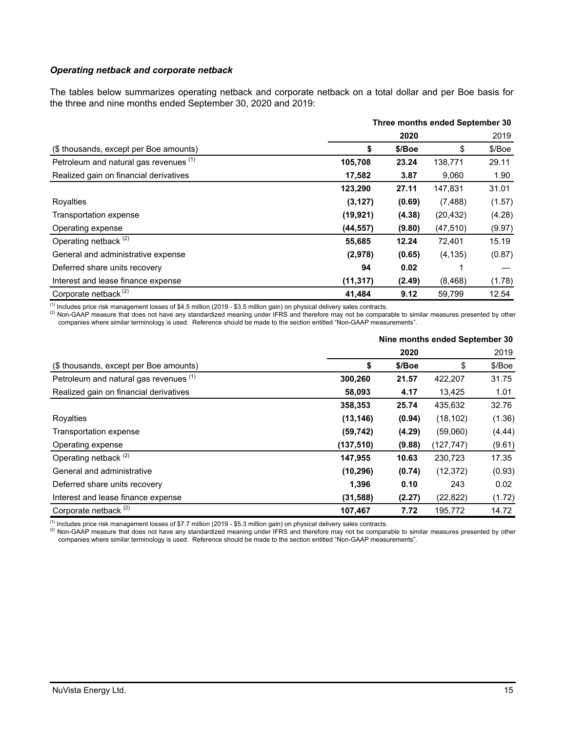***Operating netback and corporate netback***

The tables below summarizes operating netback and corporate netback on a total dollar and per Boe basis for the three and nine months ended September 30, 2020 and 2019:

| | Three months ended September 30 | | | |
|---|---|---|---|---|
| | 2020 | | 2019 | |
| ($ thousands, except per Boe amounts) | **$** | **$/Boe** | $ | $/Boe |
| Petroleum and natural gas revenues [1] | **105,708** | **23.24** | 138,771 | 29.11 |
| Realized gain on financial derivatives | **17,582** | **3.87** | 9,060 | 1.90 |
| | **123,290** | **27.11** | 147,831 | 31.01 |
| Royalties | **(3,127)** | **(0.69)** | (7,488) | (1.57) |
| Transportation expense | **(19,921)** | **(4.38)** | (20,432) | (4.28) |
| Operating expense | **(44,557)** | **(9.80)** | (47,510) | (9.97) |
| Operating netback [2] | **55,685** | **12.24** | 72,401 | 15.19 |
| General and administrative expense | **(2,978)** | **(0.65)** | (4,135) | (0.87) |
| Deferred share units recovery | **94** | **0.02** | 1 | — |
| Interest and lease finance expense | **(11,317)** | **(2.49)** | (8,468) | (1.78) |
| Corporate netback [2] | **41,484** | **9.12** | 59,799 | 12.54 |

[1] Includes price risk management losses of $4.5 million (2019 - $3.5 million gain) on physical delivery sales contracts.
[2] Non-GAAP measure that does not have any standardized meaning under IFRS and therefore may not be comparable to similar measures presented by other companies where similar terminology is used. Reference should be made to the section entitled "Non-GAAP measurements".

| | Nine months ended September 30 | | | |
|---|---|---|---|---|
| | 2020 | | 2019 | |
| ($ thousands, except per Boe amounts) | **$** | **$/Boe** | $ | $/Boe |
| Petroleum and natural gas revenues [1] | **300,260** | **21.57** | 422,207 | 31.75 |
| Realized gain on financial derivatives | **58,093** | **4.17** | 13,425 | 1.01 |
| | **358,353** | **25.74** | 435,632 | 32.76 |
| Royalties | **(13,146)** | **(0.94)** | (18,102) | (1.36) |
| Transportation expense | **(59,742)** | **(4.29)** | (59,060) | (4.44) |
| Operating expense | **(137,510)** | **(9.88)** | (127,747) | (9.61) |
| Operating netback [2] | **147,955** | **10.63** | 230,723 | 17.35 |
| General and administrative | **(10,296)** | **(0.74)** | (12,372) | (0.93) |
| Deferred share units recovery | **1,396** | **0.10** | 243 | 0.02 |
| Interest and lease finance expense | **(31,588)** | **(2.27)** | (22,822) | (1.72) |
| Corporate netback [2] | **107,467** | **7.72** | 195,772 | 14.72 |

[1] Includes price risk management losses of $7.7 million (2019 - $5.3 million gain) on physical delivery sales contracts.
[2] Non-GAAP measure that does not have any standardized meaning under IFRS and therefore may not be comparable to similar measures presented by other companies where similar terminology is used. Reference should be made to the section entitled "Non-GAAP measurements".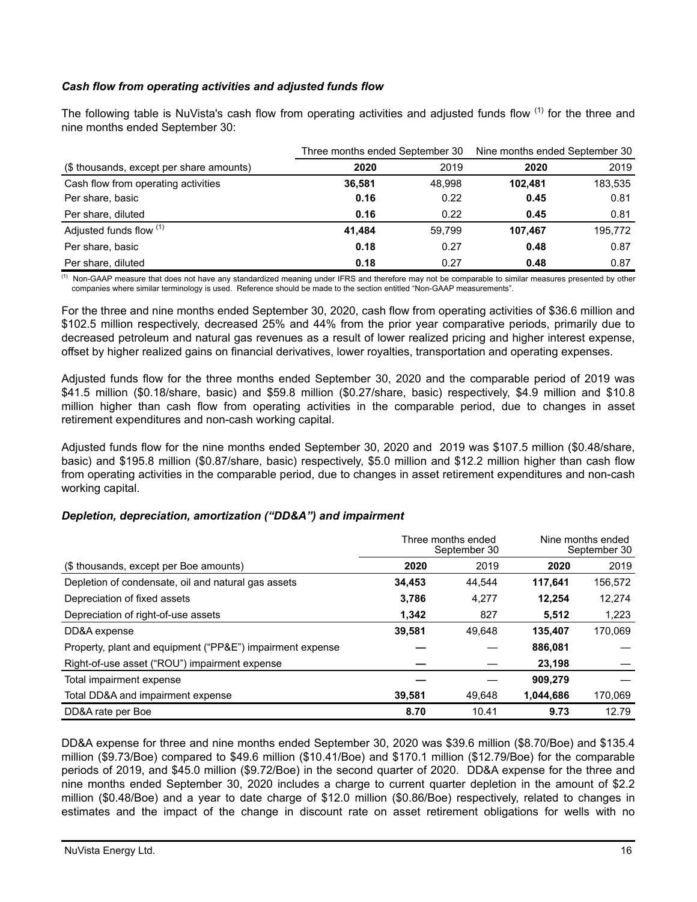***Cash flow from operating activities and adjusted funds flow***

The following table is NuVista's cash flow from operating activities and adjusted funds flow [(1)] for the three and nine months ended September 30:

| | Three months ended September 30 | | Nine months ended September 30 | |
|---|---|---|---|---|
| ($ thousands, except per share amounts) | **2020** | 2019 | **2020** | 2019 |
| Cash flow from operating activities | **36,581** | 48,998 | **102,481** | 183,535 |
| Per share, basic | **0.16** | 0.22 | **0.45** | 0.81 |
| Per share, diluted | **0.16** | 0.22 | **0.45** | 0.81 |
| Adjusted funds flow [(1)] | **41,484** | 59,799 | **107,467** | 195,772 |
| Per share, basic | **0.18** | 0.27 | **0.48** | 0.87 |
| Per share, diluted | **0.18** | 0.27 | **0.48** | 0.87 |

(1) Non-GAAP measure that does not have any standardized meaning under IFRS and therefore may not be comparable to similar measures presented by other companies where similar terminology is used. Reference should be made to the section entitled "Non-GAAP measurements".

For the three and nine months ended September 30, 2020, cash flow from operating activities of $36.6 million and $102.5 million respectively, decreased 25% and 44% from the prior year comparative periods, primarily due to decreased petroleum and natural gas revenues as a result of lower realized pricing and higher interest expense, offset by higher realized gains on financial derivatives, lower royalties, transportation and operating expenses.

Adjusted funds flow for the three months ended September 30, 2020 and the comparable period of 2019 was $41.5 million ($0.18/share, basic) and $59.8 million ($0.27/share, basic) respectively, $4.9 million and $10.8 million higher than cash flow from operating activities in the comparable period, due to changes in asset retirement expenditures and non-cash working capital.

Adjusted funds flow for the nine months ended September 30, 2020 and 2019 was $107.5 million ($0.48/share, basic) and $195.8 million ($0.87/share, basic) respectively, $5.0 million and $12.2 million higher than cash flow from operating activities in the comparable period, due to changes in asset retirement expenditures and non-cash working capital.

***Depletion, depreciation, amortization ("DD&A") and impairment***

| | Three months ended September 30 | | Nine months ended September 30 | |
|---|---|---|---|---|
| ($ thousands, except per Boe amounts) | **2020** | 2019 | **2020** | 2019 |
| Depletion of condensate, oil and natural gas assets | **34,453** | 44,544 | **117,641** | 156,572 |
| Depreciation of fixed assets | **3,786** | 4,277 | **12,254** | 12,274 |
| Depreciation of right-of-use assets | **1,342** | 827 | **5,512** | 1,223 |
| DD&A expense | **39,581** | 49,648 | **135,407** | 170,069 |
| Property, plant and equipment ("PP&E") impairment expense | **—** | — | **886,081** | — |
| Right-of-use asset ("ROU") impairment expense | **—** | — | **23,198** | — |
| Total impairment expense | **—** | — | **909,279** | — |
| Total DD&A and impairment expense | **39,581** | 49,648 | **1,044,686** | 170,069 |
| DD&A rate per Boe | **8.70** | 10.41 | **9.73** | 12.79 |

DD&A expense for three and nine months ended September 30, 2020 was $39.6 million ($8.70/Boe) and $135.4 million ($9.73/Boe) compared to $49.6 million ($10.41/Boe) and $170.1 million ($12.79/Boe) for the comparable periods of 2019, and $45.0 million ($9.72/Boe) in the second quarter of 2020. DD&A expense for the three and nine months ended September 30, 2020 includes a charge to current quarter depletion in the amount of $2.2 million ($0.48/Boe) and a year to date charge of $12.0 million ($0.86/Boe) respectively, related to changes in estimates and the impact of the change in discount rate on asset retirement obligations for wells with no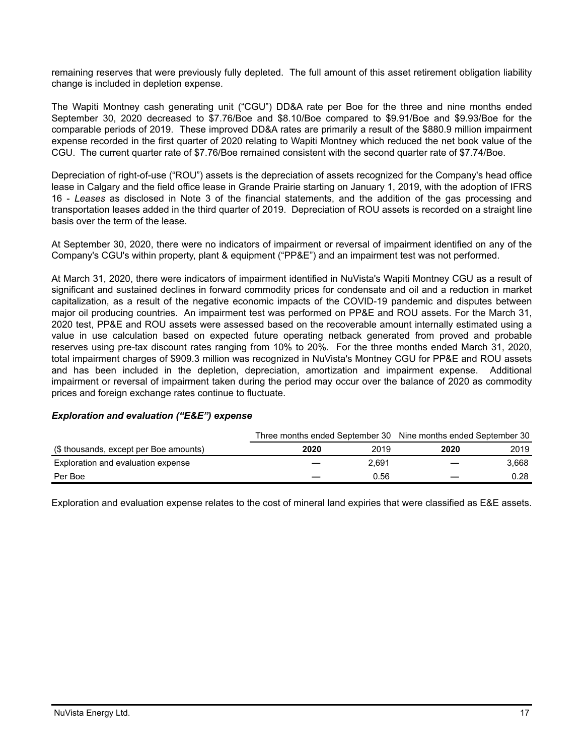remaining reserves that were previously fully depleted. The full amount of this asset retirement obligation liability change is included in depletion expense.

The Wapiti Montney cash generating unit ("CGU") DD&A rate per Boe for the three and nine months ended September 30, 2020 decreased to $7.76/Boe and $8.10/Boe compared to $9.91/Boe and $9.93/Boe for the comparable periods of 2019. These improved DD&A rates are primarily a result of the $880.9 million impairment expense recorded in the first quarter of 2020 relating to Wapiti Montney which reduced the net book value of the CGU. The current quarter rate of $7.76/Boe remained consistent with the second quarter rate of $7.74/Boe.

Depreciation of right-of-use ("ROU") assets is the depreciation of assets recognized for the Company's head office lease in Calgary and the field office lease in Grande Prairie starting on January 1, 2019, with the adoption of IFRS 16 - *Leases* as disclosed in Note 3 of the financial statements, and the addition of the gas processing and transportation leases added in the third quarter of 2019. Depreciation of ROU assets is recorded on a straight line basis over the term of the lease.

At September 30, 2020, there were no indicators of impairment or reversal of impairment identified on any of the Company's CGU's within property, plant & equipment ("PP&E") and an impairment test was not performed.

At March 31, 2020, there were indicators of impairment identified in NuVista's Wapiti Montney CGU as a result of significant and sustained declines in forward commodity prices for condensate and oil and a reduction in market capitalization, as a result of the negative economic impacts of the COVID-19 pandemic and disputes between major oil producing countries. An impairment test was performed on PP&E and ROU assets. For the March 31, 2020 test, PP&E and ROU assets were assessed based on the recoverable amount internally estimated using a value in use calculation based on expected future operating netback generated from proved and probable reserves using pre-tax discount rates ranging from 10% to 20%. For the three months ended March 31, 2020, total impairment charges of $909.3 million was recognized in NuVista's Montney CGU for PP&E and ROU assets and has been included in the depletion, depreciation, amortization and impairment expense. Additional impairment or reversal of impairment taken during the period may occur over the balance of 2020 as commodity prices and foreign exchange rates continue to fluctuate.

### *Exploration and evaluation ("E&E") expense*

| | Three months ended September 30 | | Nine months ended September 30 | |
|---|---|---|---|---|
| ($ thousands, except per Boe amounts) | **2020** | 2019 | **2020** | 2019 |
| Exploration and evaluation expense | **—** | 2,691 | **—** | 3,668 |
| Per Boe | **—** | 0.56 | **—** | 0.28 |

Exploration and evaluation expense relates to the cost of mineral land expiries that were classified as E&E assets.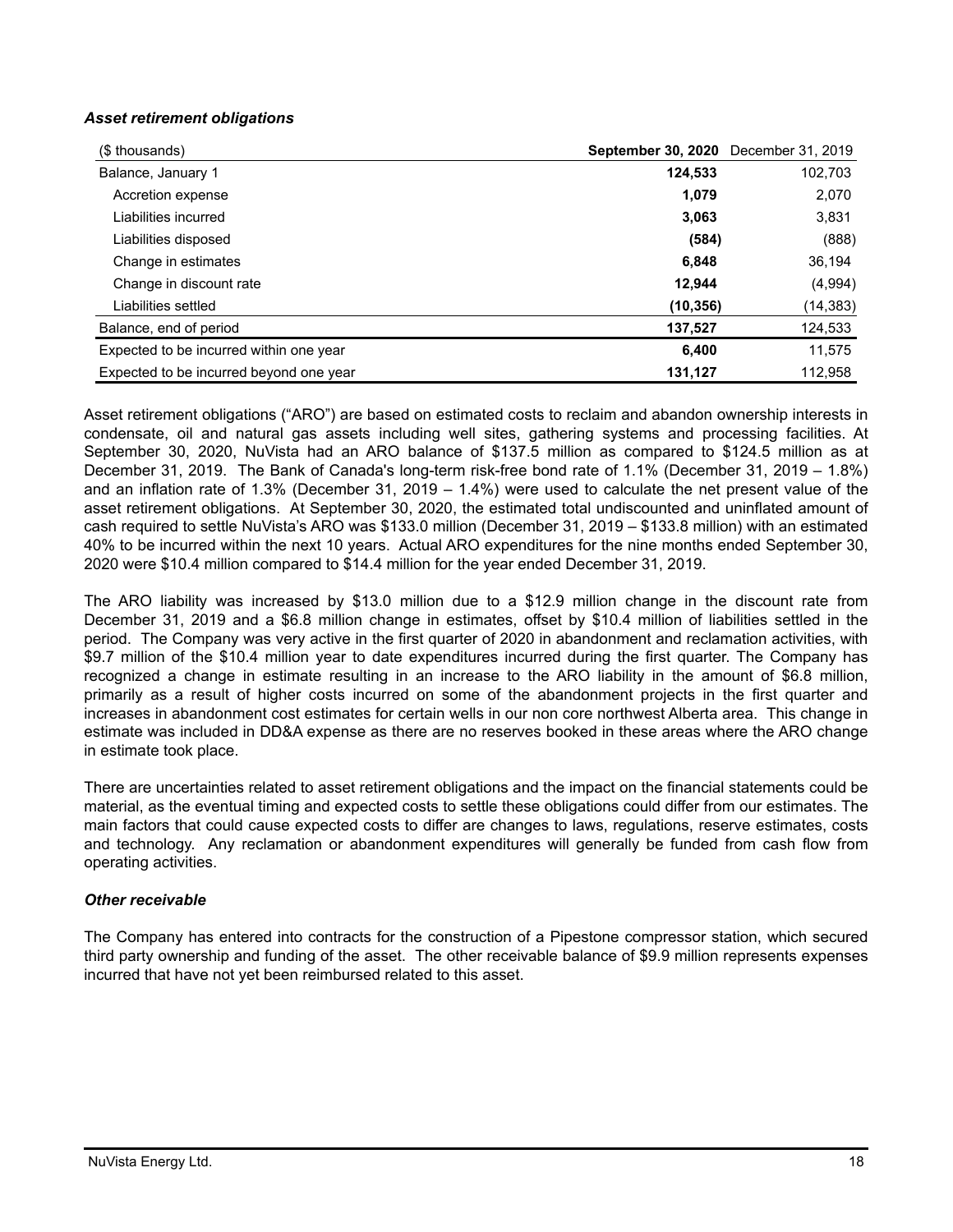### *Asset retirement obligations*

| ($ thousands) | **September 30, 2020** | December 31, 2019 |
|---|---|---|
| Balance, January 1 | **124,533** | 102,703 |
| Accretion expense | **1,079** | 2,070 |
| Liabilities incurred | **3,063** | 3,831 |
| Liabilities disposed | **(584)** | (888) |
| Change in estimates | **6,848** | 36,194 |
| Change in discount rate | **12,944** | (4,994) |
| Liabilities settled | **(10,356)** | (14,383) |
| Balance, end of period | **137,527** | 124,533 |
| Expected to be incurred within one year | **6,400** | 11,575 |
| Expected to be incurred beyond one year | **131,127** | 112,958 |

Asset retirement obligations ("ARO") are based on estimated costs to reclaim and abandon ownership interests in condensate, oil and natural gas assets including well sites, gathering systems and processing facilities. At September 30, 2020, NuVista had an ARO balance of $137.5 million as compared to $124.5 million as at December 31, 2019. The Bank of Canada's long-term risk-free bond rate of 1.1% (December 31, 2019 – 1.8%) and an inflation rate of 1.3% (December 31, 2019 – 1.4%) were used to calculate the net present value of the asset retirement obligations. At September 30, 2020, the estimated total undiscounted and uninflated amount of cash required to settle NuVista's ARO was $133.0 million (December 31, 2019 – $133.8 million) with an estimated 40% to be incurred within the next 10 years. Actual ARO expenditures for the nine months ended September 30, 2020 were $10.4 million compared to $14.4 million for the year ended December 31, 2019.

The ARO liability was increased by $13.0 million due to a $12.9 million change in the discount rate from December 31, 2019 and a $6.8 million change in estimates, offset by $10.4 million of liabilities settled in the period. The Company was very active in the first quarter of 2020 in abandonment and reclamation activities, with $9.7 million of the $10.4 million year to date expenditures incurred during the first quarter. The Company has recognized a change in estimate resulting in an increase to the ARO liability in the amount of $6.8 million, primarily as a result of higher costs incurred on some of the abandonment projects in the first quarter and increases in abandonment cost estimates for certain wells in our non core northwest Alberta area. This change in estimate was included in DD&A expense as there are no reserves booked in these areas where the ARO change in estimate took place.

There are uncertainties related to asset retirement obligations and the impact on the financial statements could be material, as the eventual timing and expected costs to settle these obligations could differ from our estimates. The main factors that could cause expected costs to differ are changes to laws, regulations, reserve estimates, costs and technology. Any reclamation or abandonment expenditures will generally be funded from cash flow from operating activities.

### *Other receivable*

The Company has entered into contracts for the construction of a Pipestone compressor station, which secured third party ownership and funding of the asset. The other receivable balance of $9.9 million represents expenses incurred that have not yet been reimbursed related to this asset.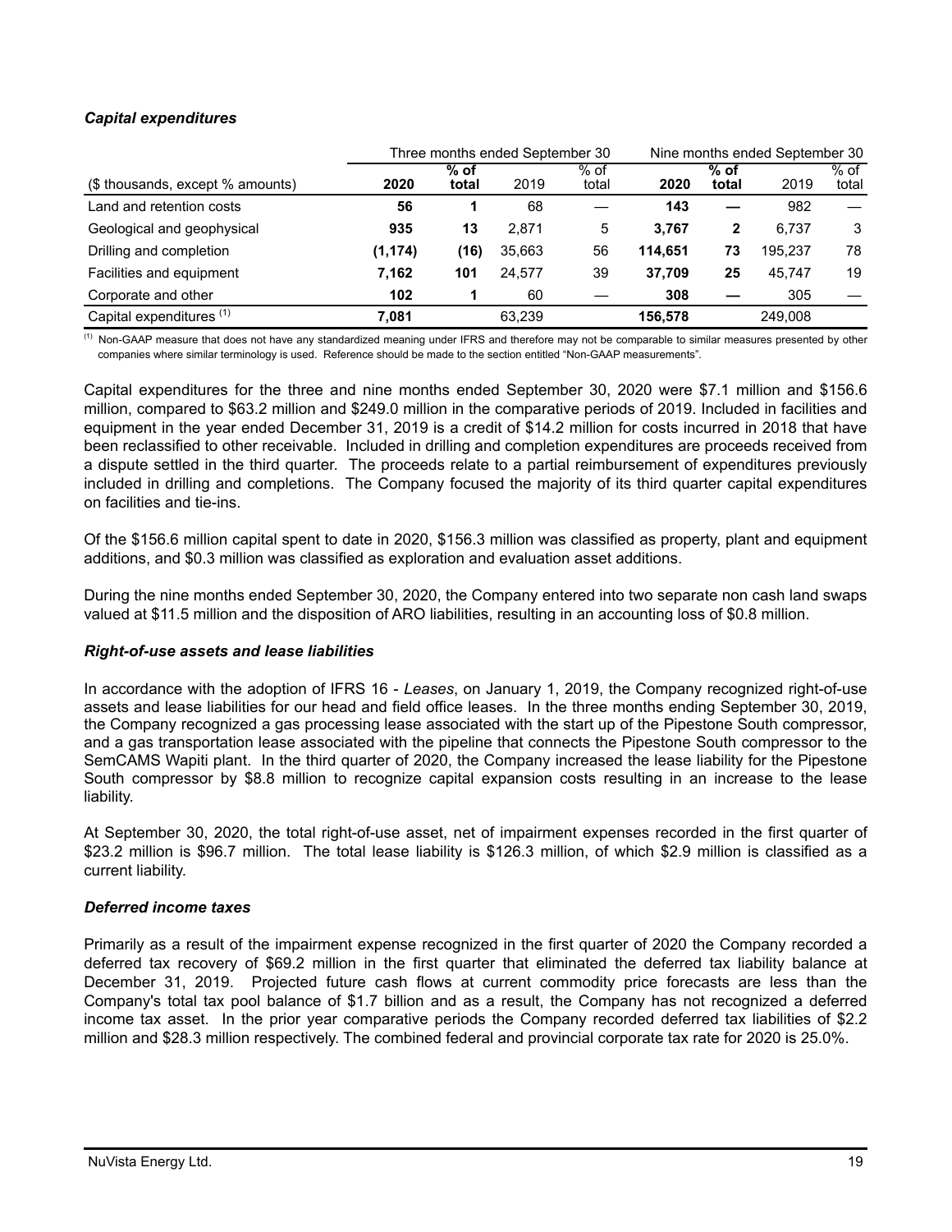### *Capital expenditures*

| | Three months ended September 30 | | | | Nine months ended September 30 | | | |
|---|---|---|---|---|---|---|---|---|
| ($ thousands, except % amounts) | **2020** | **% of total** | 2019 | % of total | **2020** | **% of total** | 2019 | % of total |
| Land and retention costs | **56** | **1** | 68 | — | **143** | **—** | 982 | — |
| Geological and geophysical | **935** | **13** | 2,871 | 5 | **3,767** | **2** | 6,737 | 3 |
| Drilling and completion | **(1,174)** | **(16)** | 35,663 | 56 | **114,651** | **73** | 195,237 | 78 |
| Facilities and equipment | **7,162** | **101** | 24,577 | 39 | **37,709** | **25** | 45,747 | 19 |
| Corporate and other | **102** | **1** | 60 | — | **308** | **—** | 305 | — |
| Capital expenditures [(1)] | **7,081** | | 63,239 | | **156,578** | | 249,008 | |

[(1)] Non-GAAP measure that does not have any standardized meaning under IFRS and therefore may not be comparable to similar measures presented by other companies where similar terminology is used. Reference should be made to the section entitled "Non-GAAP measurements".

Capital expenditures for the three and nine months ended September 30, 2020 were $7.1 million and $156.6 million, compared to $63.2 million and $249.0 million in the comparative periods of 2019. Included in facilities and equipment in the year ended December 31, 2019 is a credit of $14.2 million for costs incurred in 2018 that have been reclassified to other receivable. Included in drilling and completion expenditures are proceeds received from a dispute settled in the third quarter. The proceeds relate to a partial reimbursement of expenditures previously included in drilling and completions. The Company focused the majority of its third quarter capital expenditures on facilities and tie-ins.

Of the $156.6 million capital spent to date in 2020, $156.3 million was classified as property, plant and equipment additions, and $0.3 million was classified as exploration and evaluation asset additions.

During the nine months ended September 30, 2020, the Company entered into two separate non cash land swaps valued at $11.5 million and the disposition of ARO liabilities, resulting in an accounting loss of $0.8 million.

### *Right-of-use assets and lease liabilities*

In accordance with the adoption of IFRS 16 - *Leases*, on January 1, 2019, the Company recognized right-of-use assets and lease liabilities for our head and field office leases. In the three months ending September 30, 2019, the Company recognized a gas processing lease associated with the start up of the Pipestone South compressor, and a gas transportation lease associated with the pipeline that connects the Pipestone South compressor to the SemCAMS Wapiti plant. In the third quarter of 2020, the Company increased the lease liability for the Pipestone South compressor by $8.8 million to recognize capital expansion costs resulting in an increase to the lease liability.

At September 30, 2020, the total right-of-use asset, net of impairment expenses recorded in the first quarter of $23.2 million is $96.7 million. The total lease liability is $126.3 million, of which $2.9 million is classified as a current liability.

### *Deferred income taxes*

Primarily as a result of the impairment expense recognized in the first quarter of 2020 the Company recorded a deferred tax recovery of $69.2 million in the first quarter that eliminated the deferred tax liability balance at December 31, 2019. Projected future cash flows at current commodity price forecasts are less than the Company's total tax pool balance of $1.7 billion and as a result, the Company has not recognized a deferred income tax asset. In the prior year comparative periods the Company recorded deferred tax liabilities of $2.2 million and $28.3 million respectively. The combined federal and provincial corporate tax rate for 2020 is 25.0%.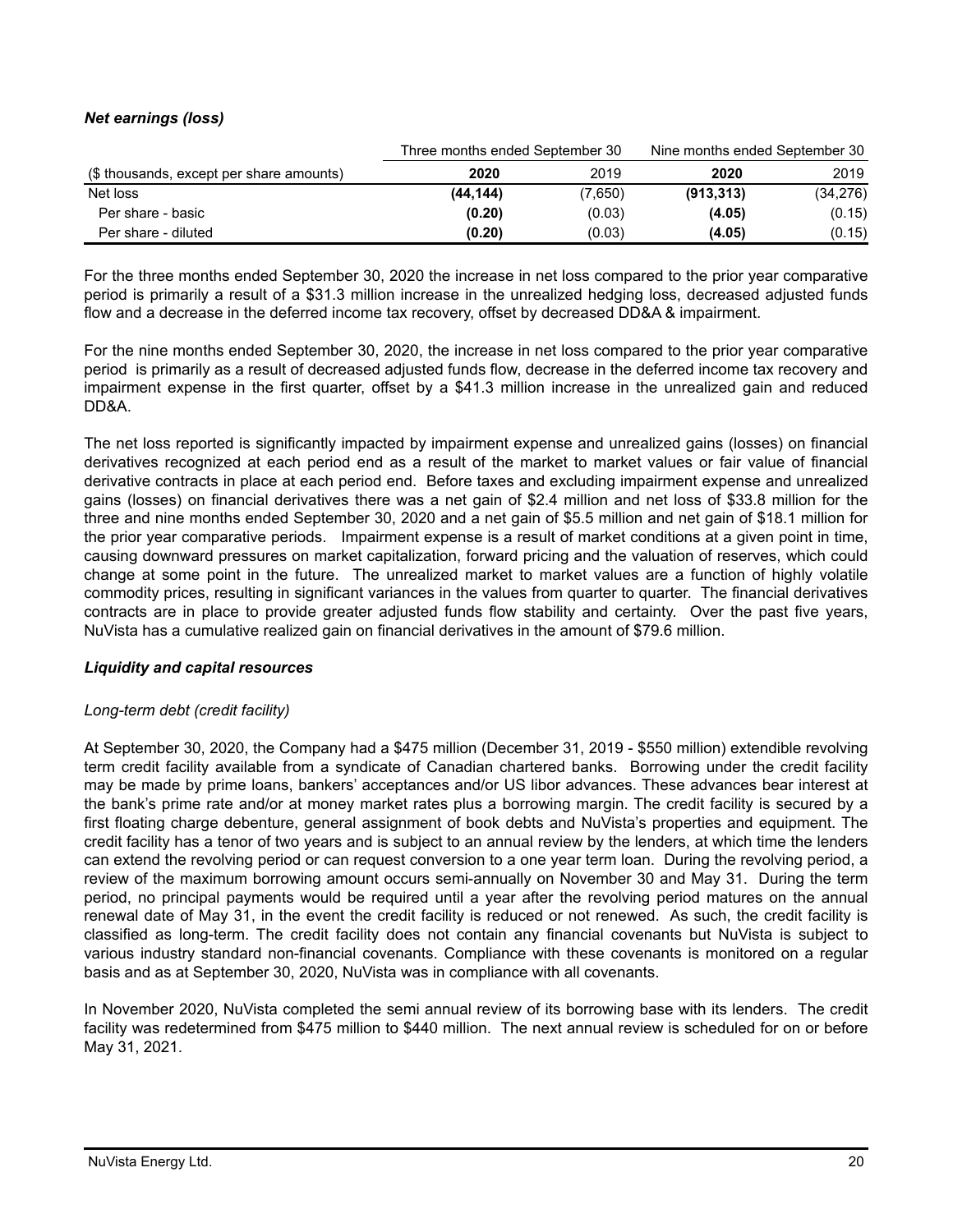### *Net earnings (loss)*

| | Three months ended September 30 | | Nine months ended September 30 | |
|---|---|---|---|---|
| ($ thousands, except per share amounts) | **2020** | 2019 | **2020** | 2019 |
| Net loss | **(44,144)** | (7,650) | **(913,313)** | (34,276) |
| Per share - basic | **(0.20)** | (0.03) | **(4.05)** | (0.15) |
| Per share - diluted | **(0.20)** | (0.03) | **(4.05)** | (0.15) |

For the three months ended September 30, 2020 the increase in net loss compared to the prior year comparative period is primarily a result of a $31.3 million increase in the unrealized hedging loss, decreased adjusted funds flow and a decrease in the deferred income tax recovery, offset by decreased DD&A & impairment.

For the nine months ended September 30, 2020, the increase in net loss compared to the prior year comparative period is primarily as a result of decreased adjusted funds flow, decrease in the deferred income tax recovery and impairment expense in the first quarter, offset by a $41.3 million increase in the unrealized gain and reduced DD&A.

The net loss reported is significantly impacted by impairment expense and unrealized gains (losses) on financial derivatives recognized at each period end as a result of the market to market values or fair value of financial derivative contracts in place at each period end. Before taxes and excluding impairment expense and unrealized gains (losses) on financial derivatives there was a net gain of $2.4 million and net loss of $33.8 million for the three and nine months ended September 30, 2020 and a net gain of $5.5 million and net gain of $18.1 million for the prior year comparative periods. Impairment expense is a result of market conditions at a given point in time, causing downward pressures on market capitalization, forward pricing and the valuation of reserves, which could change at some point in the future. The unrealized market to market values are a function of highly volatile commodity prices, resulting in significant variances in the values from quarter to quarter. The financial derivatives contracts are in place to provide greater adjusted funds flow stability and certainty. Over the past five years, NuVista has a cumulative realized gain on financial derivatives in the amount of $79.6 million.

### *Liquidity and capital resources*

*Long-term debt (credit facility)*

At September 30, 2020, the Company had a $475 million (December 31, 2019 - $550 million) extendible revolving term credit facility available from a syndicate of Canadian chartered banks. Borrowing under the credit facility may be made by prime loans, bankers' acceptances and/or US libor advances. These advances bear interest at the bank's prime rate and/or at money market rates plus a borrowing margin. The credit facility is secured by a first floating charge debenture, general assignment of book debts and NuVista's properties and equipment. The credit facility has a tenor of two years and is subject to an annual review by the lenders, at which time the lenders can extend the revolving period or can request conversion to a one year term loan. During the revolving period, a review of the maximum borrowing amount occurs semi-annually on November 30 and May 31. During the term period, no principal payments would be required until a year after the revolving period matures on the annual renewal date of May 31, in the event the credit facility is reduced or not renewed. As such, the credit facility is classified as long-term. The credit facility does not contain any financial covenants but NuVista is subject to various industry standard non-financial covenants. Compliance with these covenants is monitored on a regular basis and as at September 30, 2020, NuVista was in compliance with all covenants.

In November 2020, NuVista completed the semi annual review of its borrowing base with its lenders. The credit facility was redetermined from $475 million to $440 million. The next annual review is scheduled for on or before May 31, 2021.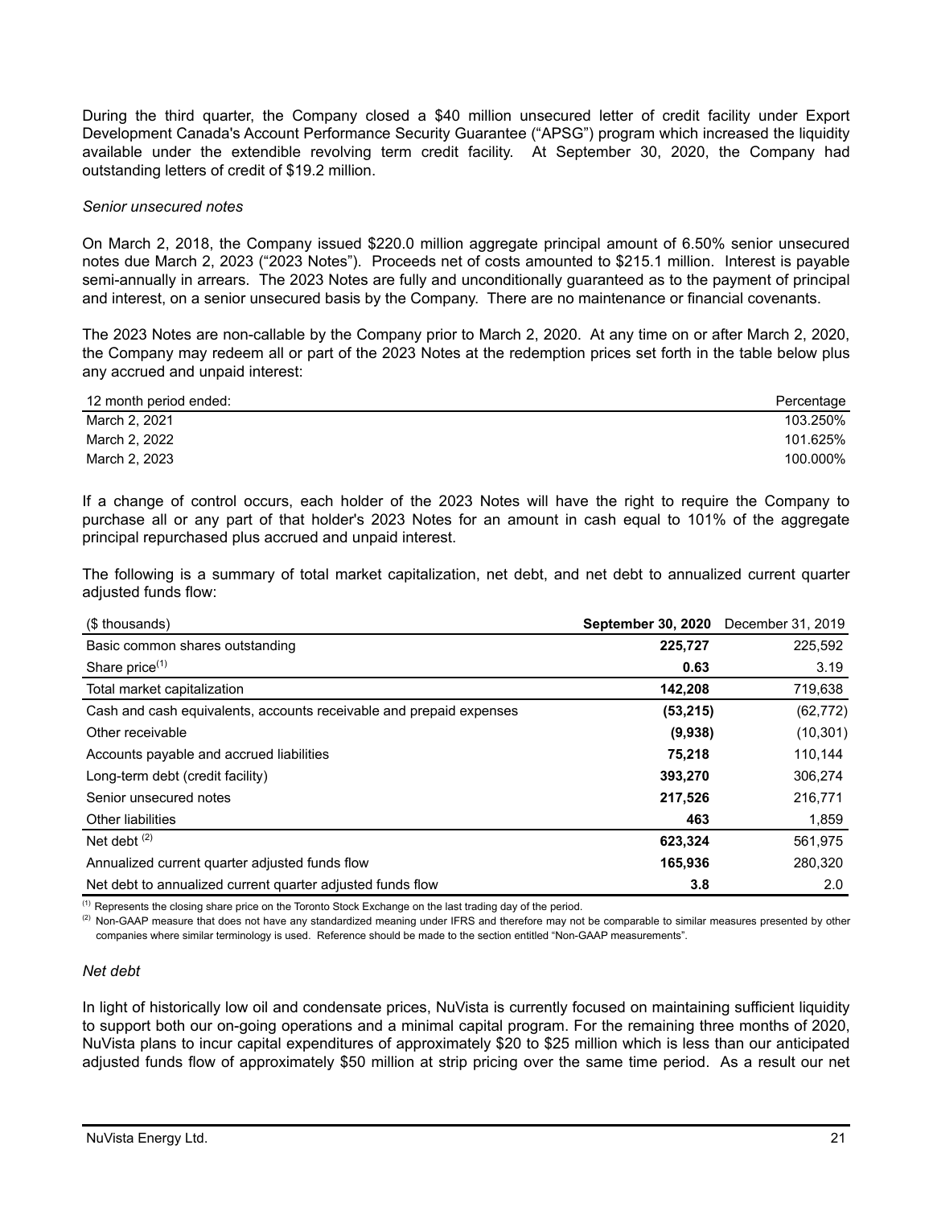During the third quarter, the Company closed a $40 million unsecured letter of credit facility under Export Development Canada's Account Performance Security Guarantee ("APSG") program which increased the liquidity available under the extendible revolving term credit facility. At September 30, 2020, the Company had outstanding letters of credit of $19.2 million.

*Senior unsecured notes*

On March 2, 2018, the Company issued $220.0 million aggregate principal amount of 6.50% senior unsecured notes due March 2, 2023 ("2023 Notes"). Proceeds net of costs amounted to $215.1 million. Interest is payable semi-annually in arrears. The 2023 Notes are fully and unconditionally guaranteed as to the payment of principal and interest, on a senior unsecured basis by the Company. There are no maintenance or financial covenants.

The 2023 Notes are non-callable by the Company prior to March 2, 2020. At any time on or after March 2, 2020, the Company may redeem all or part of the 2023 Notes at the redemption prices set forth in the table below plus any accrued and unpaid interest:

| 12 month period ended: | Percentage |
|---|---|
| March 2, 2021 | 103.250% |
| March 2, 2022 | 101.625% |
| March 2, 2023 | 100.000% |

If a change of control occurs, each holder of the 2023 Notes will have the right to require the Company to purchase all or any part of that holder's 2023 Notes for an amount in cash equal to 101% of the aggregate principal repurchased plus accrued and unpaid interest.

The following is a summary of total market capitalization, net debt, and net debt to annualized current quarter adjusted funds flow:

| ($ thousands) | **September 30, 2020** | December 31, 2019 |
|---|---|---|
| Basic common shares outstanding | **225,727** | 225,592 |
| Share price[(1)] | **0.63** | 3.19 |
| Total market capitalization | **142,208** | 719,638 |
| Cash and cash equivalents, accounts receivable and prepaid expenses | **(53,215)** | (62,772) |
| Other receivable | **(9,938)** | (10,301) |
| Accounts payable and accrued liabilities | **75,218** | 110,144 |
| Long-term debt (credit facility) | **393,270** | 306,274 |
| Senior unsecured notes | **217,526** | 216,771 |
| Other liabilities | **463** | 1,859 |
| Net debt [(2)] | **623,324** | 561,975 |
| Annualized current quarter adjusted funds flow | **165,936** | 280,320 |
| Net debt to annualized current quarter adjusted funds flow | **3.8** | 2.0 |

(1) Represents the closing share price on the Toronto Stock Exchange on the last trading day of the period.

(2) Non-GAAP measure that does not have any standardized meaning under IFRS and therefore may not be comparable to similar measures presented by other companies where similar terminology is used. Reference should be made to the section entitled "Non-GAAP measurements".

*Net debt*

In light of historically low oil and condensate prices, NuVista is currently focused on maintaining sufficient liquidity to support both our on-going operations and a minimal capital program. For the remaining three months of 2020, NuVista plans to incur capital expenditures of approximately $20 to $25 million which is less than our anticipated adjusted funds flow of approximately $50 million at strip pricing over the same time period. As a result our net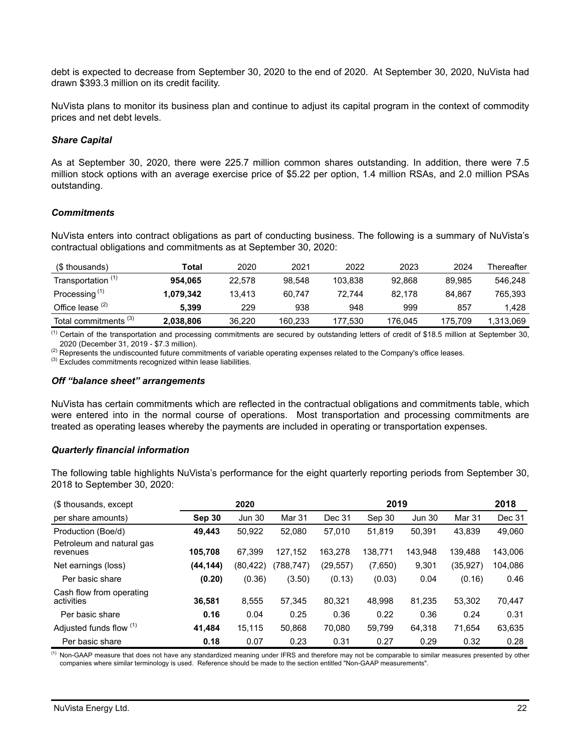debt is expected to decrease from September 30, 2020 to the end of 2020. At September 30, 2020, NuVista had drawn $393.3 million on its credit facility.

NuVista plans to monitor its business plan and continue to adjust its capital program in the context of commodity prices and net debt levels.

### *Share Capital*

As at September 30, 2020, there were 225.7 million common shares outstanding. In addition, there were 7.5 million stock options with an average exercise price of $5.22 per option, 1.4 million RSAs, and 2.0 million PSAs outstanding.

### *Commitments*

NuVista enters into contract obligations as part of conducting business. The following is a summary of NuVista's contractual obligations and commitments as at September 30, 2020:

| ($ thousands) | Total | 2020 | 2021 | 2022 | 2023 | 2024 | Thereafter |
|---|---|---|---|---|---|---|---|
| Transportation [(1)] | **954,065** | 22,578 | 98,548 | 103,838 | 92,868 | 89,985 | 546,248 |
| Processing [(1)] | **1,079,342** | 13,413 | 60,747 | 72,744 | 82,178 | 84,867 | 765,393 |
| Office lease [(2)] | **5,399** | 229 | 938 | 948 | 999 | 857 | 1,428 |
| Total commitments [(3)] | **2,038,806** | 36,220 | 160,233 | 177,530 | 176,045 | 175,709 | 1,313,069 |

(1) Certain of the transportation and processing commitments are secured by outstanding letters of credit of $18.5 million at September 30, 2020 (December 31, 2019 - $7.3 million).
(2) Represents the undiscounted future commitments of variable operating expenses related to the Company's office leases.
(3) Excludes commitments recognized within lease liabilities.

### *Off "balance sheet" arrangements*

NuVista has certain commitments which are reflected in the contractual obligations and commitments table, which were entered into in the normal course of operations. Most transportation and processing commitments are treated as operating leases whereby the payments are included in operating or transportation expenses.

### *Quarterly financial information*

The following table highlights NuVista's performance for the eight quarterly reporting periods from September 30, 2018 to September 30, 2020:

| ($ thousands, except | 2020 | | | 2019 | | | | 2018 |
|---|---|---|---|---|---|---|---|---|
| per share amounts) | **Sep 30** | Jun 30 | Mar 31 | Dec 31 | Sep 30 | Jun 30 | Mar 31 | Dec 31 |
| Production (Boe/d) | **49,443** | 50,922 | 52,080 | 57,010 | 51,819 | 50,391 | 43,839 | 49,060 |
| Petroleum and natural gas revenues | **105,708** | 67,399 | 127,152 | 163,278 | 138,771 | 143,948 | 139,488 | 143,006 |
| Net earnings (loss) | **(44,144)** | (80,422) | (788,747) | (29,557) | (7,650) | 9,301 | (35,927) | 104,086 |
| Per basic share | **(0.20)** | (0.36) | (3.50) | (0.13) | (0.03) | 0.04 | (0.16) | 0.46 |
| Cash flow from operating activities | **36,581** | 8,555 | 57,345 | 80,321 | 48,998 | 81,235 | 53,302 | 70,447 |
| Per basic share | **0.16** | 0.04 | 0.25 | 0.36 | 0.22 | 0.36 | 0.24 | 0.31 |
| Adjusted funds flow [(1)] | **41,484** | 15,115 | 50,868 | 70,080 | 59,799 | 64,318 | 71,654 | 63,635 |
| Per basic share | **0.18** | 0.07 | 0.23 | 0.31 | 0.27 | 0.29 | 0.32 | 0.28 |

(1) Non-GAAP measure that does not have any standardized meaning under IFRS and therefore may not be comparable to similar measures presented by other companies where similar terminology is used. Reference should be made to the section entitled "Non-GAAP measurements".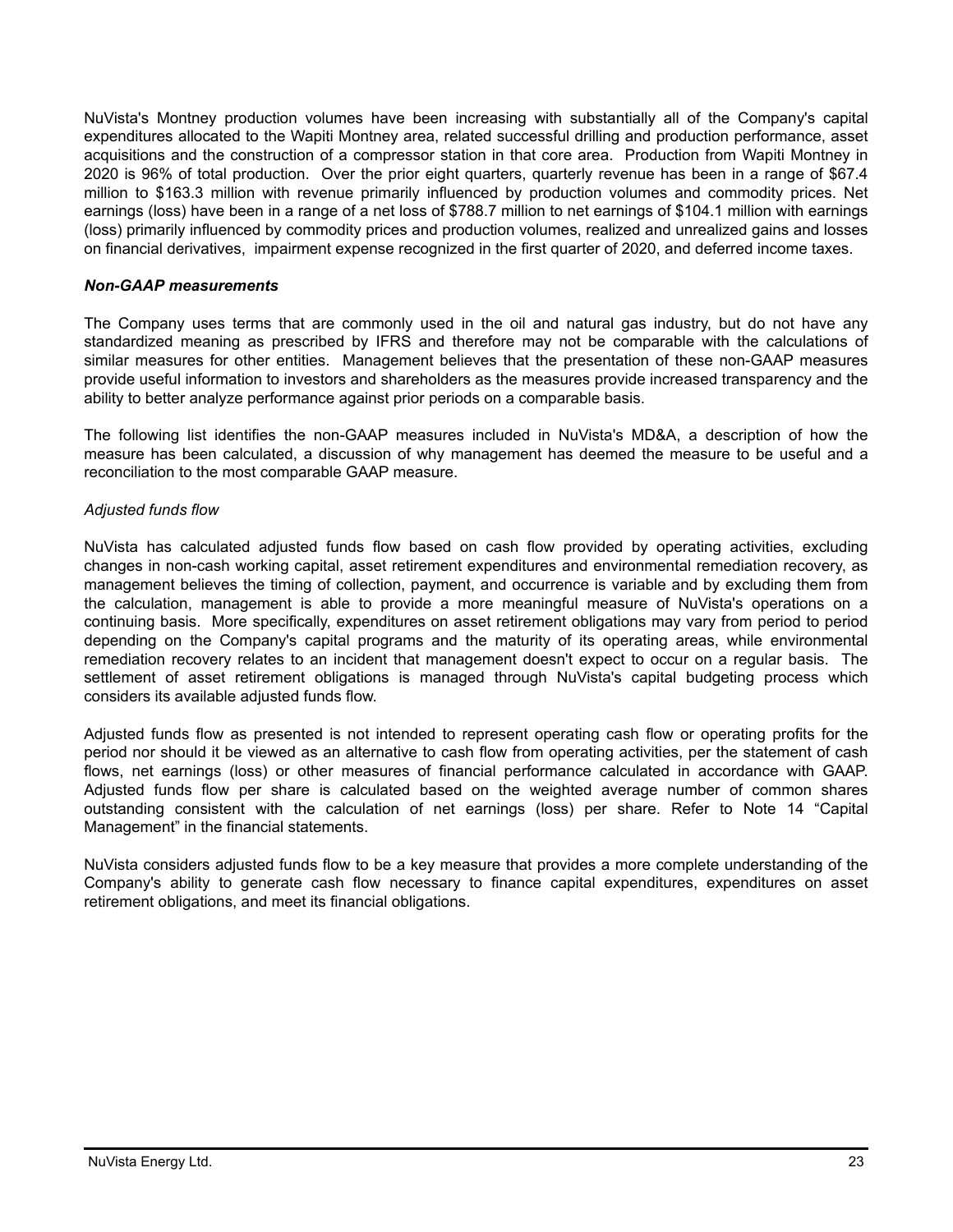NuVista's Montney production volumes have been increasing with substantially all of the Company's capital expenditures allocated to the Wapiti Montney area, related successful drilling and production performance, asset acquisitions and the construction of a compressor station in that core area. Production from Wapiti Montney in 2020 is 96% of total production. Over the prior eight quarters, quarterly revenue has been in a range of $67.4 million to $163.3 million with revenue primarily influenced by production volumes and commodity prices. Net earnings (loss) have been in a range of a net loss of $788.7 million to net earnings of $104.1 million with earnings (loss) primarily influenced by commodity prices and production volumes, realized and unrealized gains and losses on financial derivatives, impairment expense recognized in the first quarter of 2020, and deferred income taxes.

### ***Non-GAAP measurements***

The Company uses terms that are commonly used in the oil and natural gas industry, but do not have any standardized meaning as prescribed by IFRS and therefore may not be comparable with the calculations of similar measures for other entities. Management believes that the presentation of these non-GAAP measures provide useful information to investors and shareholders as the measures provide increased transparency and the ability to better analyze performance against prior periods on a comparable basis.

The following list identifies the non-GAAP measures included in NuVista's MD&A, a description of how the measure has been calculated, a discussion of why management has deemed the measure to be useful and a reconciliation to the most comparable GAAP measure.

*Adjusted funds flow*

NuVista has calculated adjusted funds flow based on cash flow provided by operating activities, excluding changes in non-cash working capital, asset retirement expenditures and environmental remediation recovery, as management believes the timing of collection, payment, and occurrence is variable and by excluding them from the calculation, management is able to provide a more meaningful measure of NuVista's operations on a continuing basis. More specifically, expenditures on asset retirement obligations may vary from period to period depending on the Company's capital programs and the maturity of its operating areas, while environmental remediation recovery relates to an incident that management doesn't expect to occur on a regular basis. The settlement of asset retirement obligations is managed through NuVista's capital budgeting process which considers its available adjusted funds flow.

Adjusted funds flow as presented is not intended to represent operating cash flow or operating profits for the period nor should it be viewed as an alternative to cash flow from operating activities, per the statement of cash flows, net earnings (loss) or other measures of financial performance calculated in accordance with GAAP. Adjusted funds flow per share is calculated based on the weighted average number of common shares outstanding consistent with the calculation of net earnings (loss) per share. Refer to Note 14 "Capital Management" in the financial statements.

NuVista considers adjusted funds flow to be a key measure that provides a more complete understanding of the Company's ability to generate cash flow necessary to finance capital expenditures, expenditures on asset retirement obligations, and meet its financial obligations.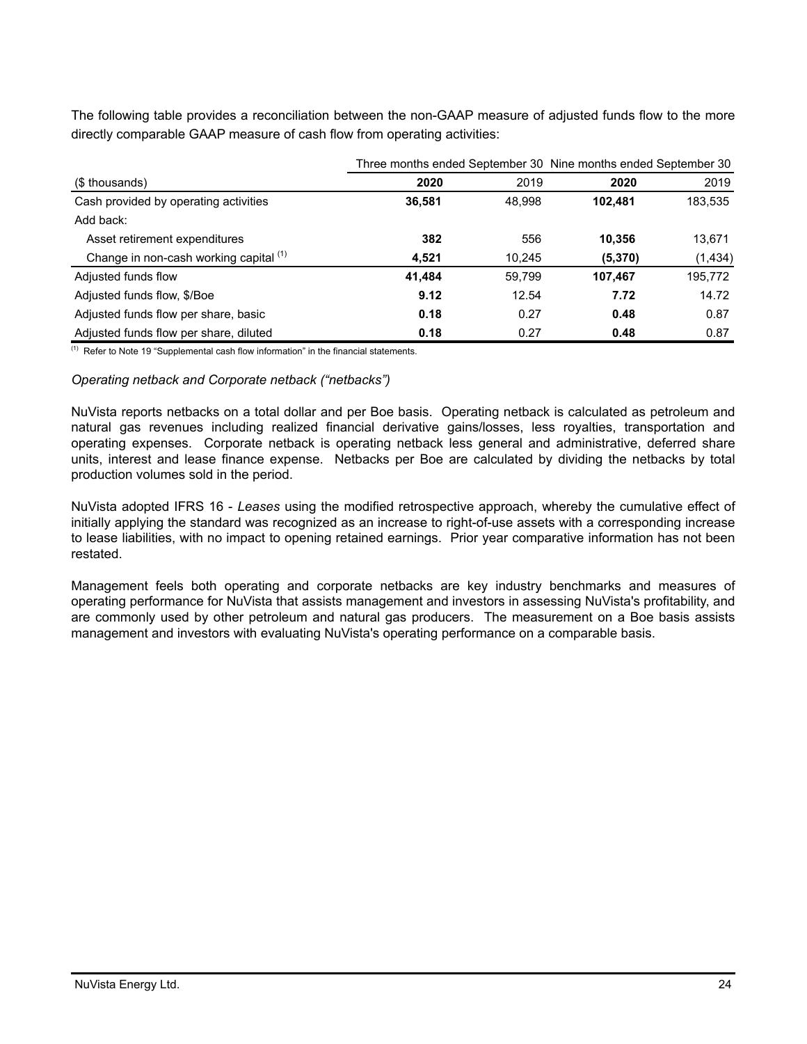The following table provides a reconciliation between the non-GAAP measure of adjusted funds flow to the more directly comparable GAAP measure of cash flow from operating activities:

| | Three months ended September 30 | | Nine months ended September 30 | |
|---|---|---|---|---|
| ($ thousands) | **2020** | 2019 | **2020** | 2019 |
| Cash provided by operating activities | **36,581** | 48,998 | **102,481** | 183,535 |
| Add back: | | | | |
| Asset retirement expenditures | **382** | 556 | **10,356** | 13,671 |
| Change in non-cash working capital [(1)] | **4,521** | 10,245 | **(5,370)** | (1,434) |
| Adjusted funds flow | **41,484** | 59,799 | **107,467** | 195,772 |
| Adjusted funds flow, $/Boe | **9.12** | 12.54 | **7.72** | 14.72 |
| Adjusted funds flow per share, basic | **0.18** | 0.27 | **0.48** | 0.87 |
| Adjusted funds flow per share, diluted | **0.18** | 0.27 | **0.48** | 0.87 |

(1) Refer to Note 19 "Supplemental cash flow information" in the financial statements.

*Operating netback and Corporate netback ("netbacks")*

NuVista reports netbacks on a total dollar and per Boe basis. Operating netback is calculated as petroleum and natural gas revenues including realized financial derivative gains/losses, less royalties, transportation and operating expenses. Corporate netback is operating netback less general and administrative, deferred share units, interest and lease finance expense. Netbacks per Boe are calculated by dividing the netbacks by total production volumes sold in the period.

NuVista adopted IFRS 16 - *Leases* using the modified retrospective approach, whereby the cumulative effect of initially applying the standard was recognized as an increase to right-of-use assets with a corresponding increase to lease liabilities, with no impact to opening retained earnings. Prior year comparative information has not been restated.

Management feels both operating and corporate netbacks are key industry benchmarks and measures of operating performance for NuVista that assists management and investors in assessing NuVista's profitability, and are commonly used by other petroleum and natural gas producers. The measurement on a Boe basis assists management and investors with evaluating NuVista's operating performance on a comparable basis.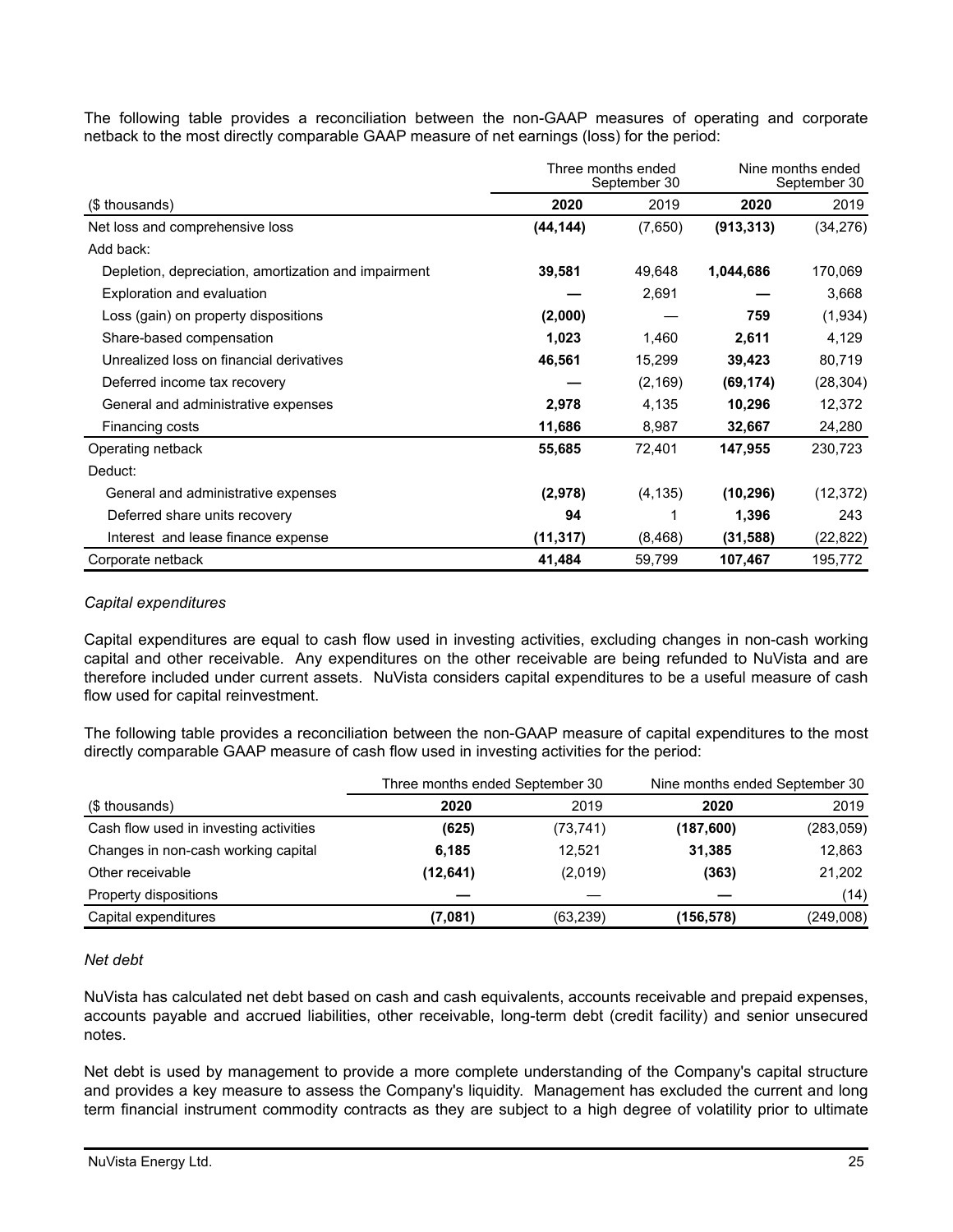The following table provides a reconciliation between the non-GAAP measures of operating and corporate netback to the most directly comparable GAAP measure of net earnings (loss) for the period:

| | Three months ended September 30 | | Nine months ended September 30 | |
|---|---|---|---|---|
| ($ thousands) | **2020** | 2019 | **2020** | 2019 |
| Net loss and comprehensive loss | **(44,144)** | (7,650) | **(913,313)** | (34,276) |
| Add back: | | | | |
| Depletion, depreciation, amortization and impairment | **39,581** | 49,648 | **1,044,686** | 170,069 |
| Exploration and evaluation | **—** | 2,691 | **—** | 3,668 |
| Loss (gain) on property dispositions | **(2,000)** | — | **759** | (1,934) |
| Share-based compensation | **1,023** | 1,460 | **2,611** | 4,129 |
| Unrealized loss on financial derivatives | **46,561** | 15,299 | **39,423** | 80,719 |
| Deferred income tax recovery | **—** | (2,169) | **(69,174)** | (28,304) |
| General and administrative expenses | **2,978** | 4,135 | **10,296** | 12,372 |
| Financing costs | **11,686** | 8,987 | **32,667** | 24,280 |
| Operating netback | **55,685** | 72,401 | **147,955** | 230,723 |
| Deduct: | | | | |
| General and administrative expenses | **(2,978)** | (4,135) | **(10,296)** | (12,372) |
| Deferred share units recovery | **94** | 1 | **1,396** | 243 |
| Interest and lease finance expense | **(11,317)** | (8,468) | **(31,588)** | (22,822) |
| Corporate netback | **41,484** | 59,799 | **107,467** | 195,772 |

*Capital expenditures*

Capital expenditures are equal to cash flow used in investing activities, excluding changes in non-cash working capital and other receivable. Any expenditures on the other receivable are being refunded to NuVista and are therefore included under current assets. NuVista considers capital expenditures to be a useful measure of cash flow used for capital reinvestment.

The following table provides a reconciliation between the non-GAAP measure of capital expenditures to the most directly comparable GAAP measure of cash flow used in investing activities for the period:

| | Three months ended September 30 | | Nine months ended September 30 | |
|---|---|---|---|---|
| ($ thousands) | **2020** | 2019 | **2020** | 2019 |
| Cash flow used in investing activities | **(625)** | (73,741) | **(187,600)** | (283,059) |
| Changes in non-cash working capital | **6,185** | 12,521 | **31,385** | 12,863 |
| Other receivable | **(12,641)** | (2,019) | **(363)** | 21,202 |
| Property dispositions | **—** | — | **—** | (14) |
| Capital expenditures | **(7,081)** | (63,239) | **(156,578)** | (249,008) |

*Net debt*

NuVista has calculated net debt based on cash and cash equivalents, accounts receivable and prepaid expenses, accounts payable and accrued liabilities, other receivable, long-term debt (credit facility) and senior unsecured notes.

Net debt is used by management to provide a more complete understanding of the Company's capital structure and provides a key measure to assess the Company's liquidity. Management has excluded the current and long term financial instrument commodity contracts as they are subject to a high degree of volatility prior to ultimate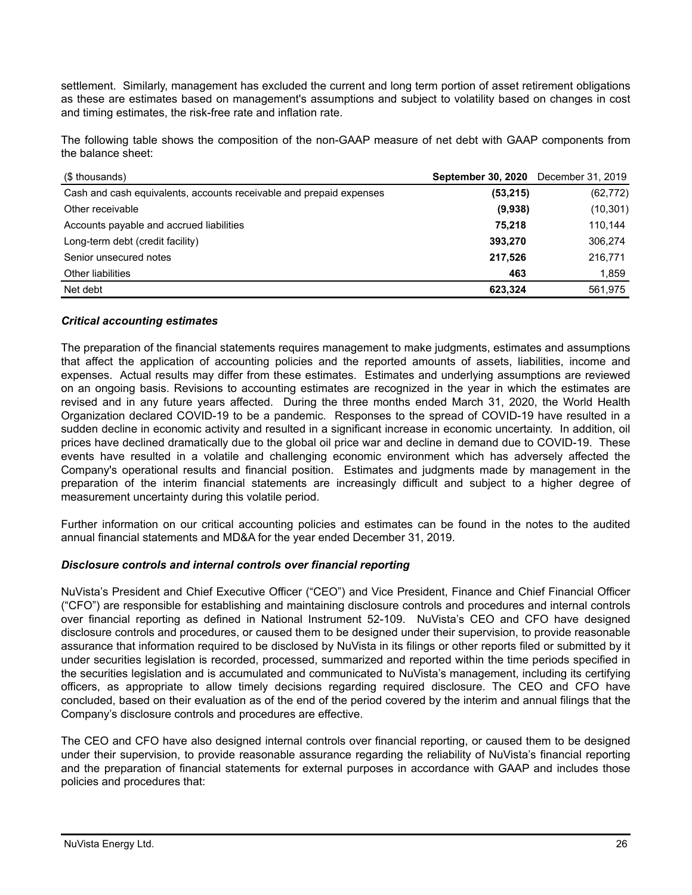settlement. Similarly, management has excluded the current and long term portion of asset retirement obligations as these are estimates based on management's assumptions and subject to volatility based on changes in cost and timing estimates, the risk-free rate and inflation rate.

The following table shows the composition of the non-GAAP measure of net debt with GAAP components from the balance sheet:

| ($ thousands) | **September 30, 2020** | December 31, 2019 |
|---|---|---|
| Cash and cash equivalents, accounts receivable and prepaid expenses | **(53,215)** | (62,772) |
| Other receivable | **(9,938)** | (10,301) |
| Accounts payable and accrued liabilities | **75,218** | 110,144 |
| Long-term debt (credit facility) | **393,270** | 306,274 |
| Senior unsecured notes | **217,526** | 216,771 |
| Other liabilities | **463** | 1,859 |
| Net debt | **623,324** | 561,975 |

### *Critical accounting estimates*

The preparation of the financial statements requires management to make judgments, estimates and assumptions that affect the application of accounting policies and the reported amounts of assets, liabilities, income and expenses. Actual results may differ from these estimates. Estimates and underlying assumptions are reviewed on an ongoing basis. Revisions to accounting estimates are recognized in the year in which the estimates are revised and in any future years affected. During the three months ended March 31, 2020, the World Health Organization declared COVID-19 to be a pandemic. Responses to the spread of COVID-19 have resulted in a sudden decline in economic activity and resulted in a significant increase in economic uncertainty. In addition, oil prices have declined dramatically due to the global oil price war and decline in demand due to COVID-19. These events have resulted in a volatile and challenging economic environment which has adversely affected the Company's operational results and financial position. Estimates and judgments made by management in the preparation of the interim financial statements are increasingly difficult and subject to a higher degree of measurement uncertainty during this volatile period.

Further information on our critical accounting policies and estimates can be found in the notes to the audited annual financial statements and MD&A for the year ended December 31, 2019.

### *Disclosure controls and internal controls over financial reporting*

NuVista's President and Chief Executive Officer ("CEO") and Vice President, Finance and Chief Financial Officer ("CFO") are responsible for establishing and maintaining disclosure controls and procedures and internal controls over financial reporting as defined in National Instrument 52-109. NuVista's CEO and CFO have designed disclosure controls and procedures, or caused them to be designed under their supervision, to provide reasonable assurance that information required to be disclosed by NuVista in its filings or other reports filed or submitted by it under securities legislation is recorded, processed, summarized and reported within the time periods specified in the securities legislation and is accumulated and communicated to NuVista's management, including its certifying officers, as appropriate to allow timely decisions regarding required disclosure. The CEO and CFO have concluded, based on their evaluation as of the end of the period covered by the interim and annual filings that the Company's disclosure controls and procedures are effective.

The CEO and CFO have also designed internal controls over financial reporting, or caused them to be designed under their supervision, to provide reasonable assurance regarding the reliability of NuVista's financial reporting and the preparation of financial statements for external purposes in accordance with GAAP and includes those policies and procedures that: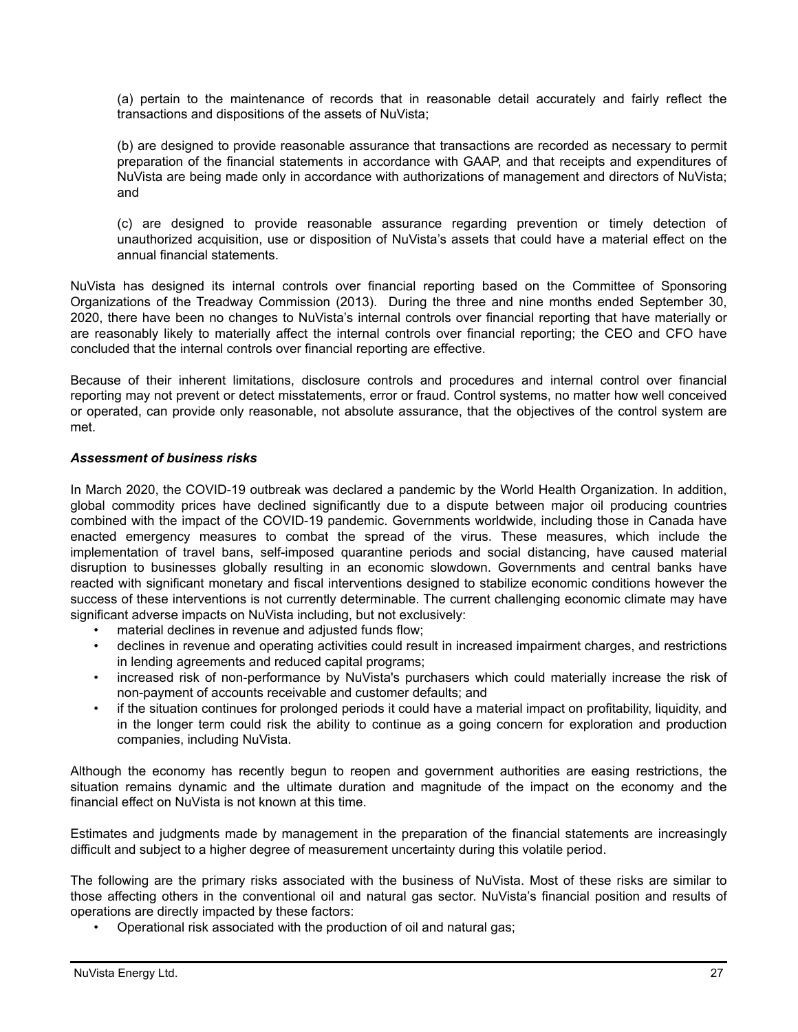(a) pertain to the maintenance of records that in reasonable detail accurately and fairly reflect the transactions and dispositions of the assets of NuVista;

(b) are designed to provide reasonable assurance that transactions are recorded as necessary to permit preparation of the financial statements in accordance with GAAP, and that receipts and expenditures of NuVista are being made only in accordance with authorizations of management and directors of NuVista; and

(c) are designed to provide reasonable assurance regarding prevention or timely detection of unauthorized acquisition, use or disposition of NuVista's assets that could have a material effect on the annual financial statements.

NuVista has designed its internal controls over financial reporting based on the Committee of Sponsoring Organizations of the Treadway Commission (2013). During the three and nine months ended September 30, 2020, there have been no changes to NuVista's internal controls over financial reporting that have materially or are reasonably likely to materially affect the internal controls over financial reporting; the CEO and CFO have concluded that the internal controls over financial reporting are effective.

Because of their inherent limitations, disclosure controls and procedures and internal control over financial reporting may not prevent or detect misstatements, error or fraud. Control systems, no matter how well conceived or operated, can provide only reasonable, not absolute assurance, that the objectives of the control system are met.

***Assessment of business risks***

In March 2020, the COVID-19 outbreak was declared a pandemic by the World Health Organization. In addition, global commodity prices have declined significantly due to a dispute between major oil producing countries combined with the impact of the COVID-19 pandemic. Governments worldwide, including those in Canada have enacted emergency measures to combat the spread of the virus. These measures, which include the implementation of travel bans, self-imposed quarantine periods and social distancing, have caused material disruption to businesses globally resulting in an economic slowdown. Governments and central banks have reacted with significant monetary and fiscal interventions designed to stabilize economic conditions however the success of these interventions is not currently determinable. The current challenging economic climate may have significant adverse impacts on NuVista including, but not exclusively:

- material declines in revenue and adjusted funds flow;
- declines in revenue and operating activities could result in increased impairment charges, and restrictions in lending agreements and reduced capital programs;
- increased risk of non-performance by NuVista's purchasers which could materially increase the risk of non-payment of accounts receivable and customer defaults; and
- if the situation continues for prolonged periods it could have a material impact on profitability, liquidity, and in the longer term could risk the ability to continue as a going concern for exploration and production companies, including NuVista.

Although the economy has recently begun to reopen and government authorities are easing restrictions, the situation remains dynamic and the ultimate duration and magnitude of the impact on the economy and the financial effect on NuVista is not known at this time.

Estimates and judgments made by management in the preparation of the financial statements are increasingly difficult and subject to a higher degree of measurement uncertainty during this volatile period.

The following are the primary risks associated with the business of NuVista. Most of these risks are similar to those affecting others in the conventional oil and natural gas sector. NuVista's financial position and results of operations are directly impacted by these factors:

- Operational risk associated with the production of oil and natural gas;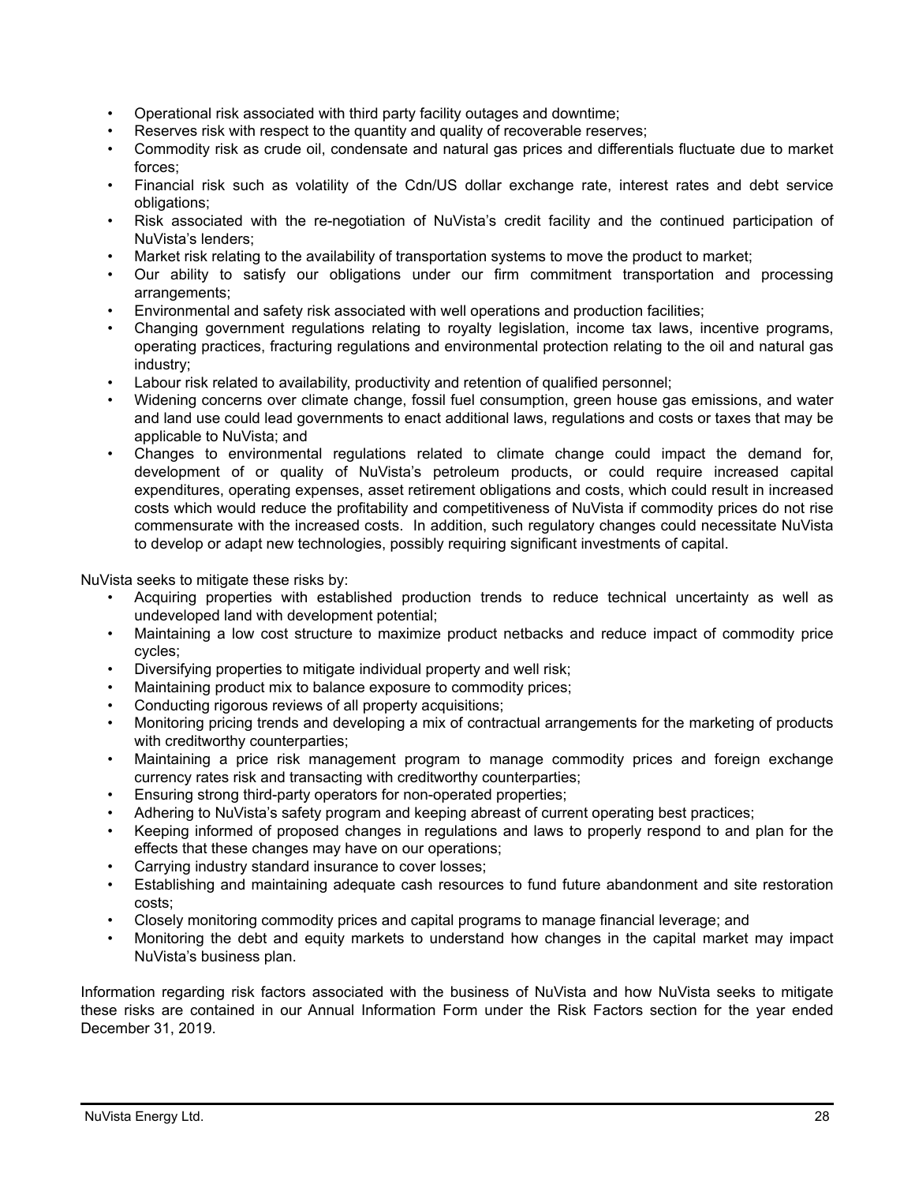- Operational risk associated with third party facility outages and downtime;
- Reserves risk with respect to the quantity and quality of recoverable reserves;
- Commodity risk as crude oil, condensate and natural gas prices and differentials fluctuate due to market forces;
- Financial risk such as volatility of the Cdn/US dollar exchange rate, interest rates and debt service obligations;
- Risk associated with the re-negotiation of NuVista's credit facility and the continued participation of NuVista's lenders;
- Market risk relating to the availability of transportation systems to move the product to market;
- Our ability to satisfy our obligations under our firm commitment transportation and processing arrangements;
- Environmental and safety risk associated with well operations and production facilities;
- Changing government regulations relating to royalty legislation, income tax laws, incentive programs, operating practices, fracturing regulations and environmental protection relating to the oil and natural gas industry;
- Labour risk related to availability, productivity and retention of qualified personnel;
- Widening concerns over climate change, fossil fuel consumption, green house gas emissions, and water and land use could lead governments to enact additional laws, regulations and costs or taxes that may be applicable to NuVista; and
- Changes to environmental regulations related to climate change could impact the demand for, development of or quality of NuVista's petroleum products, or could require increased capital expenditures, operating expenses, asset retirement obligations and costs, which could result in increased costs which would reduce the profitability and competitiveness of NuVista if commodity prices do not rise commensurate with the increased costs. In addition, such regulatory changes could necessitate NuVista to develop or adapt new technologies, possibly requiring significant investments of capital.

NuVista seeks to mitigate these risks by:

- Acquiring properties with established production trends to reduce technical uncertainty as well as undeveloped land with development potential;
- Maintaining a low cost structure to maximize product netbacks and reduce impact of commodity price cycles;
- Diversifying properties to mitigate individual property and well risk;
- Maintaining product mix to balance exposure to commodity prices;
- Conducting rigorous reviews of all property acquisitions;
- Monitoring pricing trends and developing a mix of contractual arrangements for the marketing of products with creditworthy counterparties;
- Maintaining a price risk management program to manage commodity prices and foreign exchange currency rates risk and transacting with creditworthy counterparties;
- Ensuring strong third-party operators for non-operated properties;
- Adhering to NuVista's safety program and keeping abreast of current operating best practices;
- Keeping informed of proposed changes in regulations and laws to properly respond to and plan for the effects that these changes may have on our operations;
- Carrying industry standard insurance to cover losses;
- Establishing and maintaining adequate cash resources to fund future abandonment and site restoration costs;
- Closely monitoring commodity prices and capital programs to manage financial leverage; and
- Monitoring the debt and equity markets to understand how changes in the capital market may impact NuVista's business plan.

Information regarding risk factors associated with the business of NuVista and how NuVista seeks to mitigate these risks are contained in our Annual Information Form under the Risk Factors section for the year ended December 31, 2019.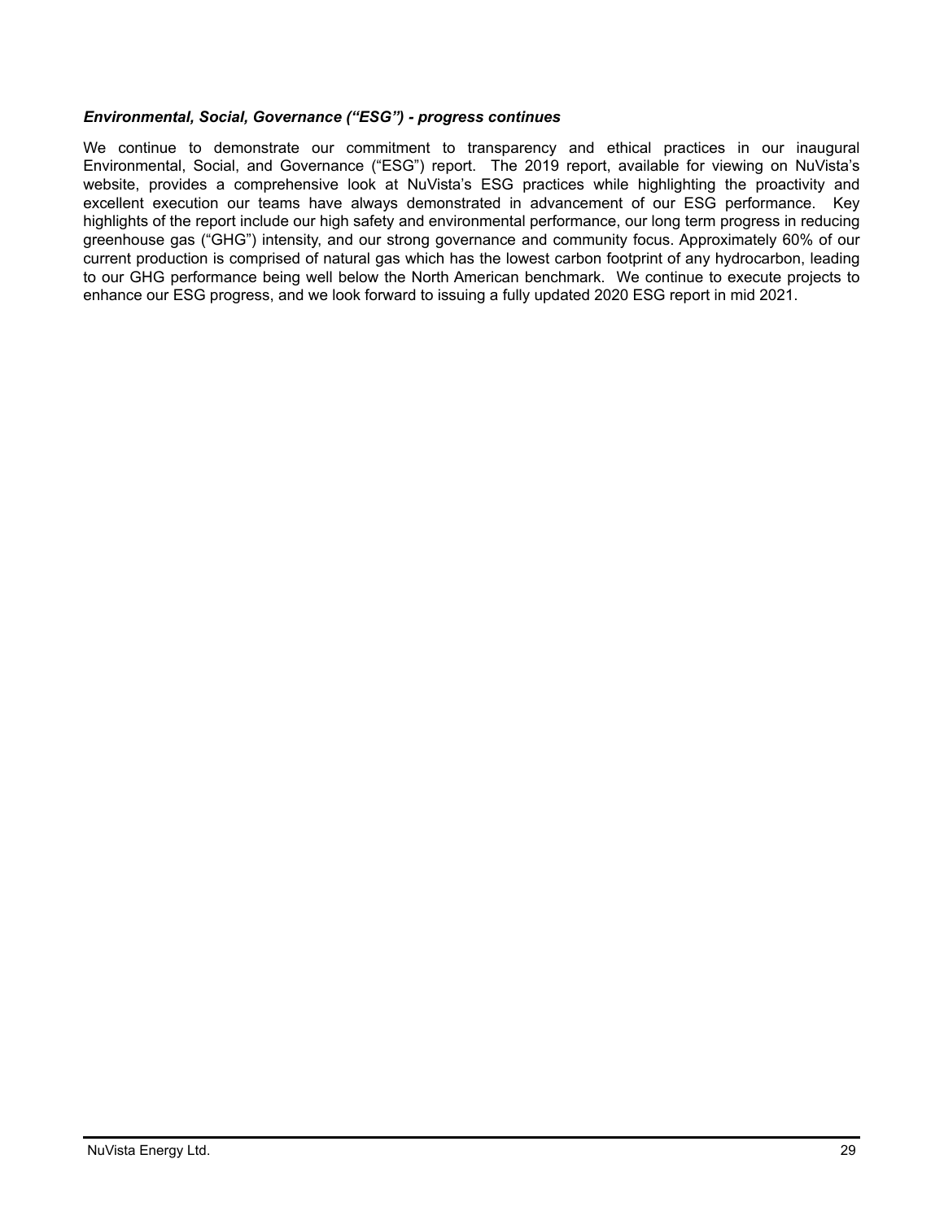***Environmental, Social, Governance (“ESG”) - progress continues***

We continue to demonstrate our commitment to transparency and ethical practices in our inaugural Environmental, Social, and Governance (“ESG”) report. The 2019 report, available for viewing on NuVista’s website, provides a comprehensive look at NuVista’s ESG practices while highlighting the proactivity and excellent execution our teams have always demonstrated in advancement of our ESG performance. Key highlights of the report include our high safety and environmental performance, our long term progress in reducing greenhouse gas (“GHG”) intensity, and our strong governance and community focus. Approximately 60% of our current production is comprised of natural gas which has the lowest carbon footprint of any hydrocarbon, leading to our GHG performance being well below the North American benchmark. We continue to execute projects to enhance our ESG progress, and we look forward to issuing a fully updated 2020 ESG report in mid 2021.